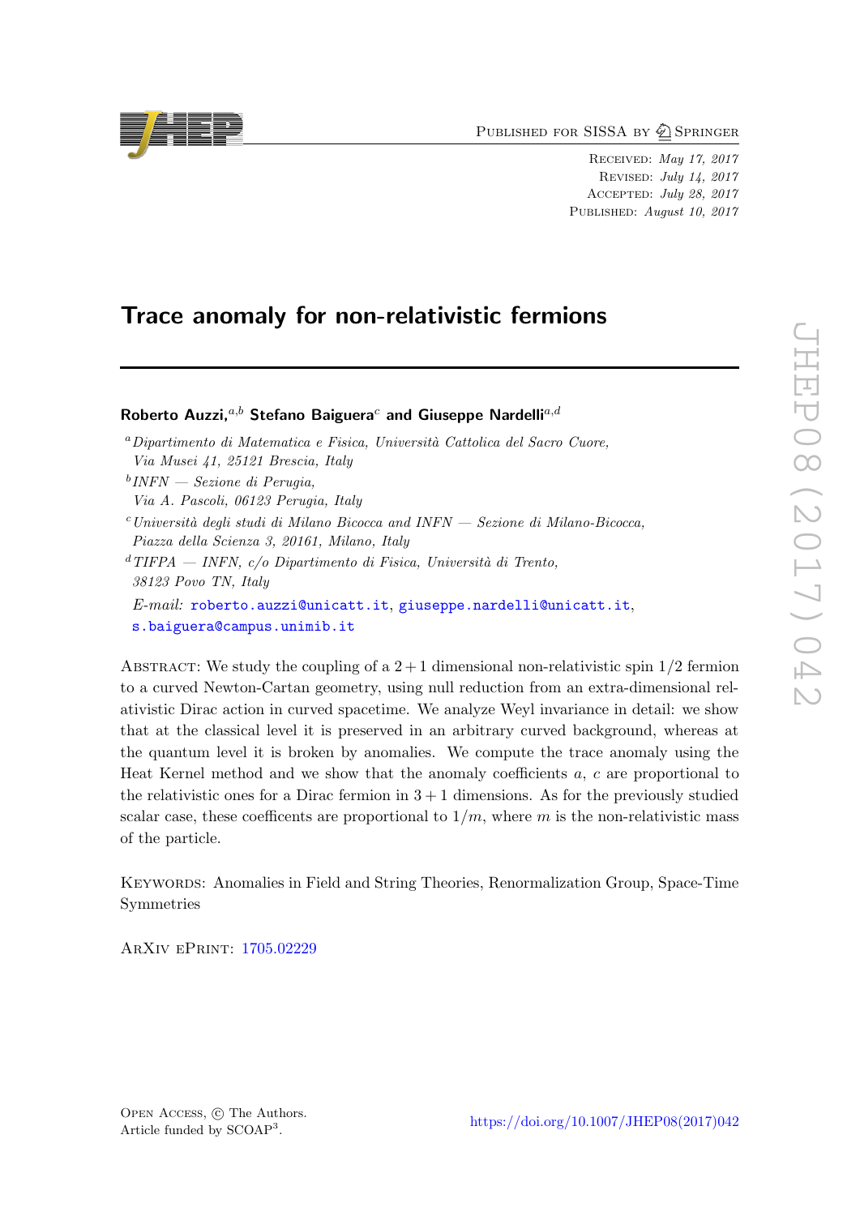Published for SISSA by Springer

Received: *May 17, 2017*
Revised: *July 14, 2017*
Accepted: *July 28, 2017*
Published: *August 10, 2017*

# Trace anomaly for non-relativistic fermions

**Roberto Auzzi,**[a,b] **Stefano Baiguera**[c] **and Giuseppe Nardelli**[a,d]

[a] *Dipartimento di Matematica e Fisica, Università Cattolica del Sacro Cuore, Via Musei 41, 25121 Brescia, Italy*

[b] *INFN — Sezione di Perugia, Via A. Pascoli, 06123 Perugia, Italy*

[c] *Università degli studi di Milano Bicocca and INFN — Sezione di Milano-Bicocca, Piazza della Scienza 3, 20161, Milano, Italy*

[d] *TIFPA — INFN, c/o Dipartimento di Fisica, Università di Trento, 38123 Povo TN, Italy*

*E-mail:* roberto.auzzi@unicatt.it, giuseppe.nardelli@unicatt.it, s.baiguera@campus.unimib.it

Abstract: We study the coupling of a $2+1$ dimensional non-relativistic spin $1/2$ fermion to a curved Newton-Cartan geometry, using null reduction from an extra-dimensional relativistic Dirac action in curved spacetime. We analyze Weyl invariance in detail: we show that at the classical level it is preserved in an arbitrary curved background, whereas at the quantum level it is broken by anomalies. We compute the trace anomaly using the Heat Kernel method and we show that the anomaly coefficients $a$, $c$ are proportional to the relativistic ones for a Dirac fermion in $3+1$ dimensions. As for the previously studied scalar case, these coefficents are proportional to $1/m$, where $m$ is the non-relativistic mass of the particle.

Keywords: Anomalies in Field and String Theories, Renormalization Group, Space-Time Symmetries

ArXiv ePrint: 1705.02229

Open Access, © The Authors.
Article funded by SCOAP[3].

https://doi.org/10.1007/JHEP08(2017)042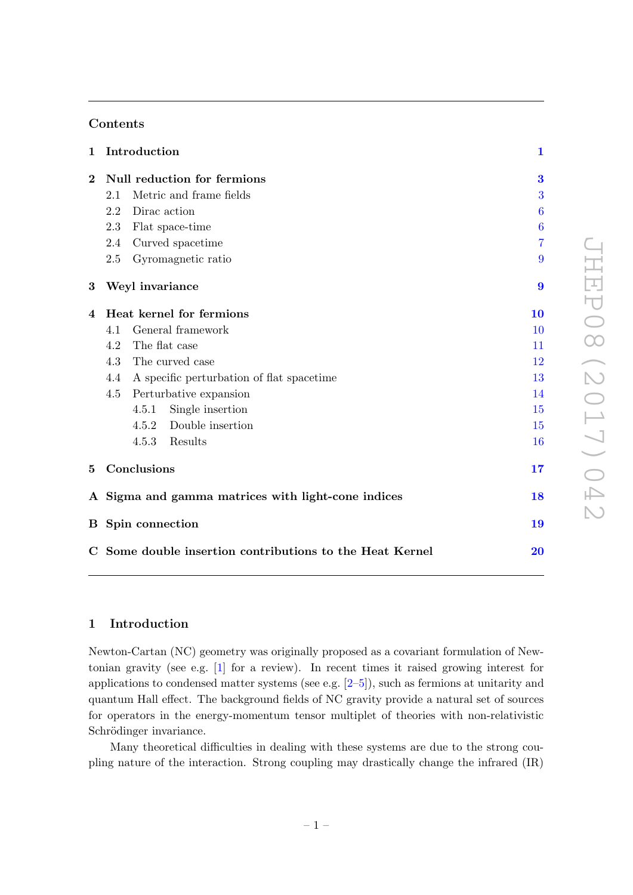## Contents

| | | |
|---|---|---|
| **1** | **Introduction** | **1** |
| **2** | **Null reduction for fermions** | **3** |
| | 2.1 Metric and frame fields | 3 |
| | 2.2 Dirac action | 6 |
| | 2.3 Flat space-time | 6 |
| | 2.4 Curved spacetime | 7 |
| | 2.5 Gyromagnetic ratio | 9 |
| **3** | **Weyl invariance** | **9** |
| **4** | **Heat kernel for fermions** | **10** |
| | 4.1 General framework | 10 |
| | 4.2 The flat case | 11 |
| | 4.3 The curved case | 12 |
| | 4.4 A specific perturbation of flat spacetime | 13 |
| | 4.5 Perturbative expansion | 14 |
| | 4.5.1 Single insertion | 15 |
| | 4.5.2 Double insertion | 15 |
| | 4.5.3 Results | 16 |
| **5** | **Conclusions** | **17** |
| **A** | **Sigma and gamma matrices with light-cone indices** | **18** |
| **B** | **Spin connection** | **19** |
| **C** | **Some double insertion contributions to the Heat Kernel** | **20** |

## 1 Introduction

Newton-Cartan (NC) geometry was originally proposed as a covariant formulation of Newtonian gravity (see e.g. [1] for a review). In recent times it raised growing interest for applications to condensed matter systems (see e.g. [2–5]), such as fermions at unitarity and quantum Hall effect. The background fields of NC gravity provide a natural set of sources for operators in the energy-momentum tensor multiplet of theories with non-relativistic Schrödinger invariance.

Many theoretical difficulties in dealing with these systems are due to the strong coupling nature of the interaction. Strong coupling may drastically change the infrared (IR)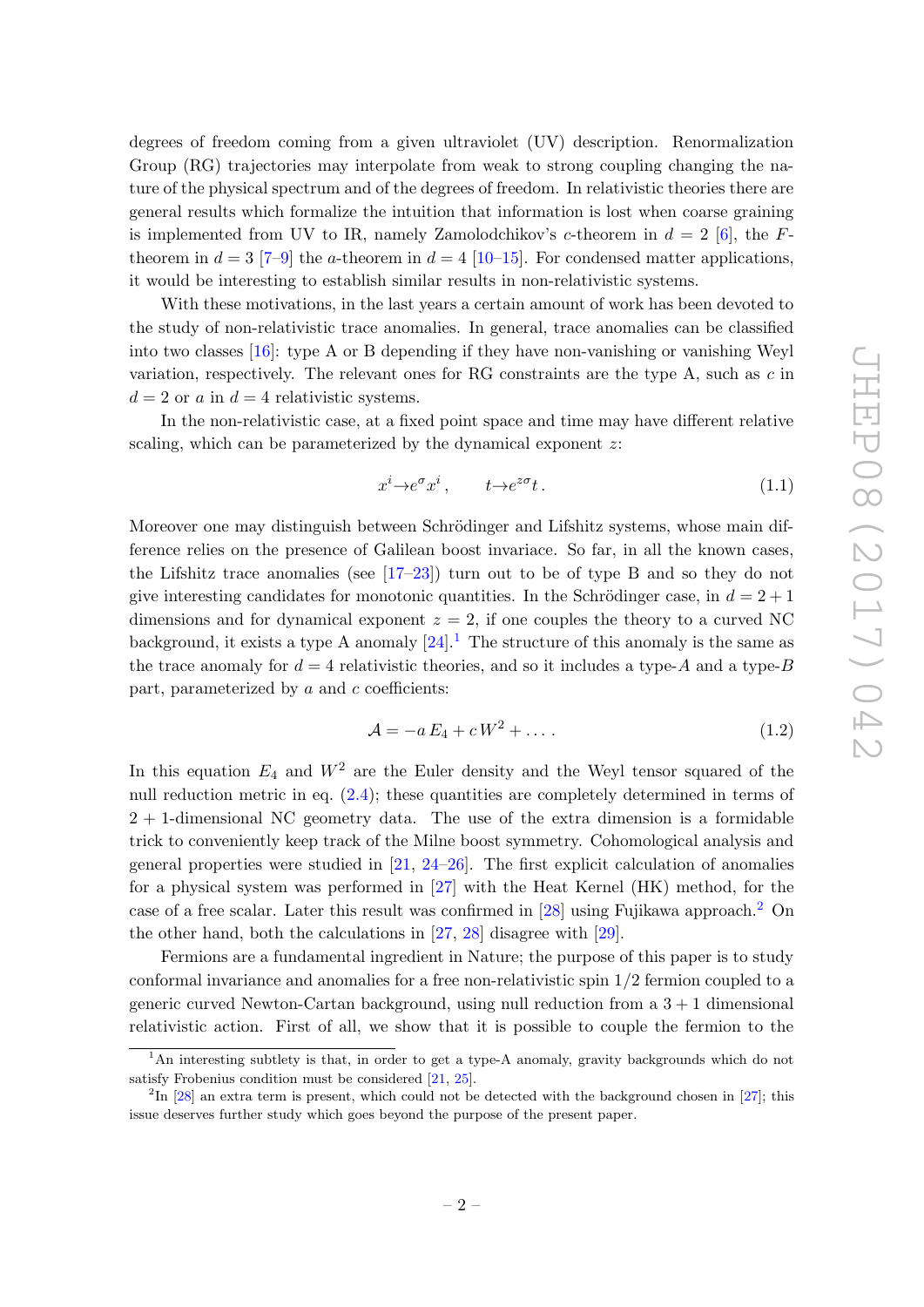degrees of freedom coming from a given ultraviolet (UV) description. Renormalization Group (RG) trajectories may interpolate from weak to strong coupling changing the nature of the physical spectrum and of the degrees of freedom. In relativistic theories there are general results which formalize the intuition that information is lost when coarse graining is implemented from UV to IR, namely Zamolodchikov's $c$-theorem in $d = 2$ [6], the $F$-theorem in $d = 3$ [7–9] the $a$-theorem in $d = 4$ [10–15]. For condensed matter applications, it would be interesting to establish similar results in non-relativistic systems.

With these motivations, in the last years a certain amount of work has been devoted to the study of non-relativistic trace anomalies. In general, trace anomalies can be classified into two classes [16]: type A or B depending if they have non-vanishing or vanishing Weyl variation, respectively. The relevant ones for RG constraints are the type A, such as $c$ in $d = 2$ or $a$ in $d = 4$ relativistic systems.

In the non-relativistic case, at a fixed point space and time may have different relative scaling, which can be parameterized by the dynamical exponent $z$:

$$x^i \to e^{\sigma} x^i \,, \qquad t \to e^{z\sigma} t \,. \tag{1.1}$$

Moreover one may distinguish between Schrödinger and Lifshitz systems, whose main difference relies on the presence of Galilean boost invariace. So far, in all the known cases, the Lifshitz trace anomalies (see [17–23]) turn out to be of type B and so they do not give interesting candidates for monotonic quantities. In the Schrödinger case, in $d = 2+1$ dimensions and for dynamical exponent $z = 2$, if one couples the theory to a curved NC background, it exists a type A anomaly [24].[1] The structure of this anomaly is the same as the trace anomaly for $d = 4$ relativistic theories, and so it includes a type-$A$ and a type-$B$ part, parameterized by $a$ and $c$ coefficients:

$$\mathcal{A} = -a\, E_4 + c\, W^2 + \ldots \,. \tag{1.2}$$

In this equation $E_4$ and $W^2$ are the Euler density and the Weyl tensor squared of the null reduction metric in eq. (2.4); these quantities are completely determined in terms of $2 + 1$-dimensional NC geometry data. The use of the extra dimension is a formidable trick to conveniently keep track of the Milne boost symmetry. Cohomological analysis and general properties were studied in [21, 24–26]. The first explicit calculation of anomalies for a physical system was performed in [27] with the Heat Kernel (HK) method, for the case of a free scalar. Later this result was confirmed in [28] using Fujikawa approach.[2] On the other hand, both the calculations in [27, 28] disagree with [29].

Fermions are a fundamental ingredient in Nature; the purpose of this paper is to study conformal invariance and anomalies for a free non-relativistic spin 1/2 fermion coupled to a generic curved Newton-Cartan background, using null reduction from a $3+1$ dimensional relativistic action. First of all, we show that it is possible to couple the fermion to the

[1] An interesting subtlety is that, in order to get a type-A anomaly, gravity backgrounds which do not satisfy Frobenius condition must be considered [21, 25].

[2] In [28] an extra term is present, which could not be detected with the background chosen in [27]; this issue deserves further study which goes beyond the purpose of the present paper.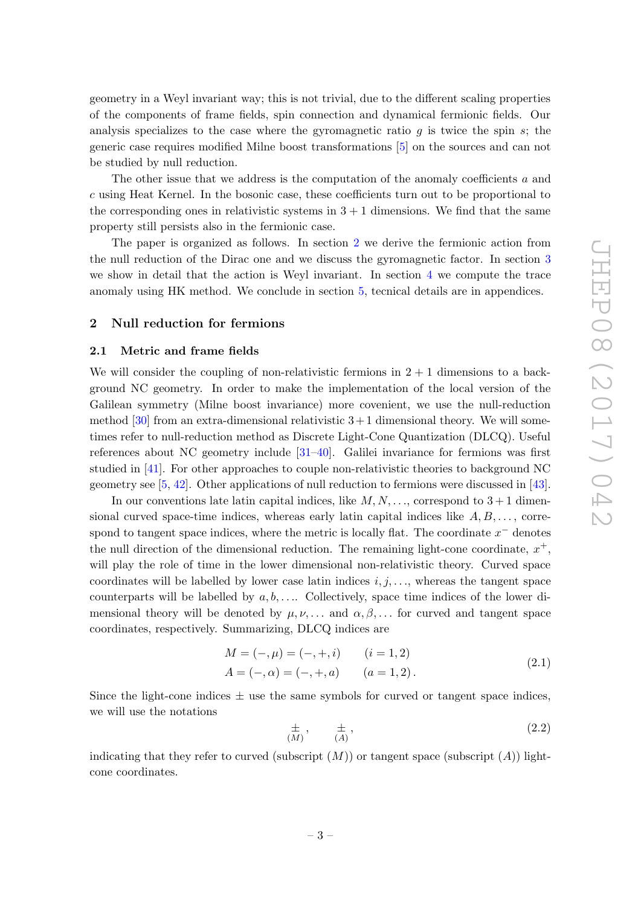geometry in a Weyl invariant way; this is not trivial, due to the different scaling properties of the components of frame fields, spin connection and dynamical fermionic fields. Our analysis specializes to the case where the gyromagnetic ratio $g$ is twice the spin $s$; the generic case requires modified Milne boost transformations [5] on the sources and can not be studied by null reduction.

The other issue that we address is the computation of the anomaly coefficients $a$ and $c$ using Heat Kernel. In the bosonic case, these coefficients turn out to be proportional to the corresponding ones in relativistic systems in $3+1$ dimensions. We find that the same property still persists also in the fermionic case.

The paper is organized as follows. In section 2 we derive the fermionic action from the null reduction of the Dirac one and we discuss the gyromagnetic factor. In section 3 we show in detail that the action is Weyl invariant. In section 4 we compute the trace anomaly using HK method. We conclude in section 5, tecnical details are in appendices.

## 2 Null reduction for fermions

### 2.1 Metric and frame fields

We will consider the coupling of non-relativistic fermions in $2+1$ dimensions to a background NC geometry. In order to make the implementation of the local version of the Galilean symmetry (Milne boost invariance) more covenient, we use the null-reduction method [30] from an extra-dimensional relativistic $3+1$ dimensional theory. We will sometimes refer to null-reduction method as Discrete Light-Cone Quantization (DLCQ). Useful references about NC geometry include [31–40]. Galilei invariance for fermions was first studied in [41]. For other approaches to couple non-relativistic theories to background NC geometry see [5, 42]. Other applications of null reduction to fermions were discussed in [43].

In our conventions late latin capital indices, like $M, N, \ldots$, correspond to $3+1$ dimensional curved space-time indices, whereas early latin capital indices like $A, B, \ldots$, correspond to tangent space indices, where the metric is locally flat. The coordinate $x^-$ denotes the null direction of the dimensional reduction. The remaining light-cone coordinate, $x^+$, will play the role of time in the lower dimensional non-relativistic theory. Curved space coordinates will be labelled by lower case latin indices $i, j, \ldots$, whereas the tangent space counterparts will be labelled by $a, b, \ldots$. Collectively, space time indices of the lower dimensional theory will be denoted by $\mu, \nu, \ldots$ and $\alpha, \beta, \ldots$ for curved and tangent space coordinates, respectively. Summarizing, DLCQ indices are

$$
\begin{aligned}
M &= (-,\mu) = (-,+,i) \qquad (i=1,2) \\
A &= (-,\alpha) = (-,+,a) \qquad (a=1,2)\,.
\end{aligned}
\tag{2.1}
$$

Since the light-cone indices $\pm$ use the same symbols for curved or tangent space indices, we will use the notations

$$
\underset{(M)}{\pm}\,, \qquad \underset{(A)}{\pm}\,,
\tag{2.2}
$$

indicating that they refer to curved (subscript $(M)$) or tangent space (subscript $(A)$) light-cone coordinates.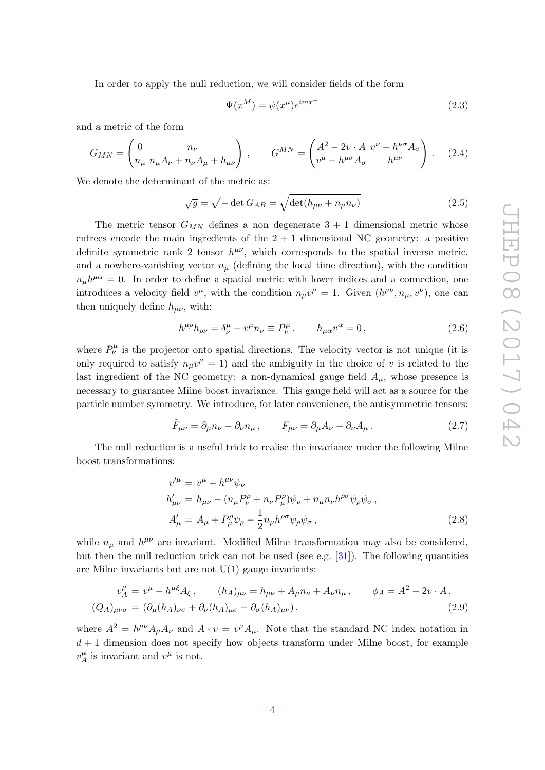In order to apply the null reduction, we will consider fields of the form

$$\Psi(x^M) = \psi(x^\mu) e^{imx^-} \tag{2.3}$$

and a metric of the form

$$G_{MN} = \begin{pmatrix} 0 & n_\nu \\ n_\mu & n_\mu A_\nu + n_\nu A_\mu + h_{\mu\nu} \end{pmatrix}, \qquad G^{MN} = \begin{pmatrix} A^2 - 2v \cdot A & v^\nu - h^{\nu\sigma} A_\sigma \\ v^\mu - h^{\mu\sigma} A_\sigma & h^{\mu\nu} \end{pmatrix}. \tag{2.4}$$

We denote the determinant of the metric as:

$$\sqrt{g} = \sqrt{-\det G_{AB}} = \sqrt{\det(h_{\mu\nu} + n_\mu n_\nu)} \tag{2.5}$$

The metric tensor $G_{MN}$ defines a non degenerate $3+1$ dimensional metric whose entrees encode the main ingredients of the $2+1$ dimensional NC geometry: a positive definite symmetric rank 2 tensor $h^{\mu\nu}$, which corresponds to the spatial inverse metric, and a nowhere-vanishing vector $n_\mu$ (defining the local time direction), with the condition $n_\mu h^{\mu\alpha} = 0$. In order to define a spatial metric with lower indices and a connection, one introduces a velocity field $v^\mu$, with the condition $n_\mu v^\mu = 1$. Given $(h^{\mu\nu}, n_\mu, v^\nu)$, one can then uniquely define $h_{\mu\nu}$, with:

$$h^{\mu\rho} h_{\rho\nu} = \delta^\mu_\nu - v^\mu n_\nu \equiv P^\mu_\nu, \qquad h_{\mu\alpha} v^\alpha = 0, \tag{2.6}$$

where $P^\mu_\nu$ is the projector onto spatial directions. The velocity vector is not unique (it is only required to satisfy $n_\mu v^\mu = 1$) and the ambiguity in the choice of $v$ is related to the last ingredient of the NC geometry: a non-dynamical gauge field $A_\mu$, whose presence is necessary to guarantee Milne boost invariance. This gauge field will act as a source for the particle number symmetry. We introduce, for later convenience, the antisymmetric tensors:

$$\tilde{F}_{\mu\nu} = \partial_\mu n_\nu - \partial_\nu n_\mu, \qquad F_{\mu\nu} = \partial_\mu A_\nu - \partial_\nu A_\mu. \tag{2.7}$$

The null reduction is a useful trick to realise the invariance under the following Milne boost transformations:

$$\begin{aligned} v'^\mu &= v^\mu + h^{\mu\nu}\psi_\nu \\ h'_{\mu\nu} &= h_{\mu\nu} - (n_\mu P^\rho_\nu + n_\nu P^\rho_\mu)\psi_\rho + n_\mu n_\nu h^{\rho\sigma}\psi_\rho \psi_\sigma, \\ A'_\mu &= A_\mu + P^\rho_\mu \psi_\rho - \frac{1}{2} n_\mu h^{\rho\sigma}\psi_\rho\psi_\sigma, \end{aligned} \tag{2.8}$$

while $n_\mu$ and $h^{\mu\nu}$ are invariant. Modified Milne transformation may also be considered, but then the null reduction trick can not be used (see e.g. [31]). The following quantities are Milne invariants but are not U(1) gauge invariants:

$$\begin{aligned} v^\mu_A &= v^\mu - h^{\mu\xi}A_\xi, \qquad (h_A)_{\mu\nu} = h_{\mu\nu} + A_\mu n_\nu + A_\nu n_\mu, \qquad \phi_A = A^2 - 2v \cdot A, \\ (Q_A)_{\mu\nu\sigma} &= (\partial_\mu (h_A)_{\nu\sigma} + \partial_\nu (h_A)_{\mu\sigma} - \partial_\sigma (h_A)_{\mu\nu}), \end{aligned} \tag{2.9}$$

where $A^2 = h^{\mu\nu}A_\mu A_\nu$ and $A \cdot v = v^\mu A_\mu$. Note that the standard NC index notation in $d+1$ dimension does not specify how objects transform under Milne boost, for example $v^\mu_A$ is invariant and $v^\mu$ is not.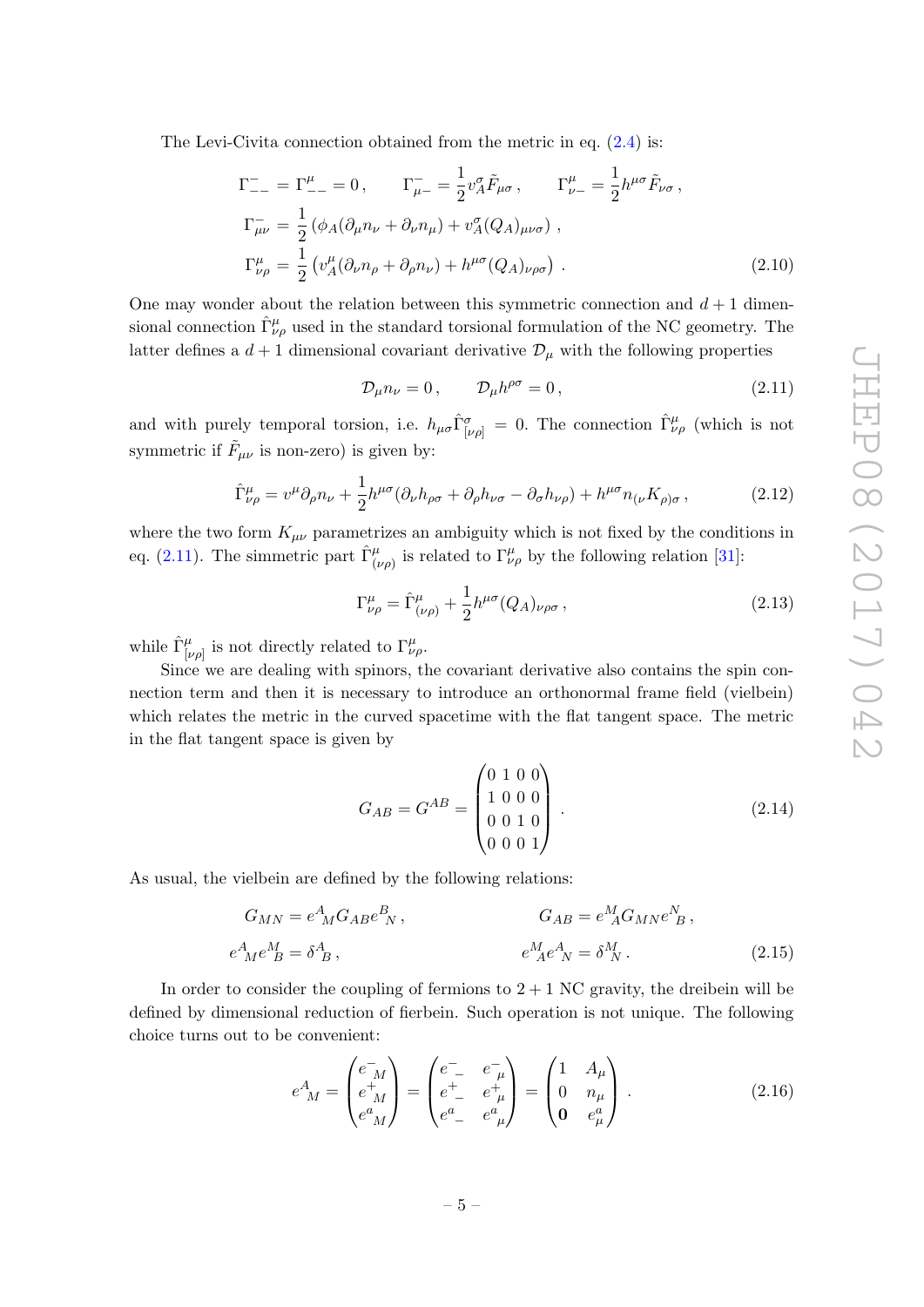The Levi-Civita connection obtained from the metric in eq. (2.4) is:

$$
\begin{aligned}
&\Gamma^{-}_{--} = \Gamma^{\mu}_{--} = 0\,, \qquad \Gamma^{-}_{\mu -} = \frac{1}{2} v^{\sigma}_{A} \tilde{F}_{\mu\sigma}\,, \qquad \Gamma^{\mu}_{\nu -} = \frac{1}{2} h^{\mu\sigma} \tilde{F}_{\nu\sigma}\,, \\
&\Gamma^{-}_{\mu\nu} = \frac{1}{2} \left( \phi_A (\partial_\mu n_\nu + \partial_\nu n_\mu) + v^{\sigma}_{A} (Q_A)_{\mu\nu\sigma} \right) , \\
&\Gamma^{\mu}_{\nu\rho} = \frac{1}{2} \left( v^{\mu}_{A} (\partial_\nu n_\rho + \partial_\rho n_\nu) + h^{\mu\sigma} (Q_A)_{\nu\rho\sigma} \right) .
\end{aligned} \tag{2.10}
$$

One may wonder about the relation between this symmetric connection and $d+1$ dimensional connection $\hat{\Gamma}^{\mu}_{\nu\rho}$ used in the standard torsional formulation of the NC geometry. The latter defines a $d+1$ dimensional covariant derivative $\mathcal{D}_\mu$ with the following properties

$$
\mathcal{D}_\mu n_\nu = 0\,, \qquad \mathcal{D}_\mu h^{\rho\sigma} = 0\,, \tag{2.11}
$$

and with purely temporal torsion, i.e. $h_{\mu\sigma} \hat{\Gamma}^{\sigma}_{[\nu\rho]} = 0$. The connection $\hat{\Gamma}^{\mu}_{\nu\rho}$ (which is not symmetric if $\tilde{F}_{\mu\nu}$ is non-zero) is given by:

$$
\hat{\Gamma}^{\mu}_{\nu\rho} = v^{\mu} \partial_\rho n_\nu + \frac{1}{2} h^{\mu\sigma} (\partial_\nu h_{\rho\sigma} + \partial_\rho h_{\nu\sigma} - \partial_\sigma h_{\nu\rho}) + h^{\mu\sigma} n_{(\nu} K_{\rho)\sigma}\,, \tag{2.12}
$$

where the two form $K_{\mu\nu}$ parametrizes an ambiguity which is not fixed by the conditions in eq. (2.11). The simmetric part $\hat{\Gamma}^{\mu}_{(\nu\rho)}$ is related to $\Gamma^{\mu}_{\nu\rho}$ by the following relation [31]:

$$
\Gamma^{\mu}_{\nu\rho} = \hat{\Gamma}^{\mu}_{(\nu\rho)} + \frac{1}{2} h^{\mu\sigma} (Q_A)_{\nu\rho\sigma}\,, \tag{2.13}
$$

while $\hat{\Gamma}^{\mu}_{[\nu\rho]}$ is not directly related to $\Gamma^{\mu}_{\nu\rho}$.

Since we are dealing with spinors, the covariant derivative also contains the spin connection term and then it is necessary to introduce an orthonormal frame field (vielbein) which relates the metric in the curved spacetime with the flat tangent space. The metric in the flat tangent space is given by

$$
G_{AB} = G^{AB} = \begin{pmatrix} 0 & 1 & 0 & 0 \\ 1 & 0 & 0 & 0 \\ 0 & 0 & 1 & 0 \\ 0 & 0 & 0 & 1 \end{pmatrix} . \tag{2.14}
$$

As usual, the vielbein are defined by the following relations:

$$
\begin{aligned}
G_{MN} &= e^{A}{}_{M} G_{AB} e^{B}{}_{N}\,, \qquad & G_{AB} &= e^{M}{}_{A} G_{MN} e^{N}{}_{B}\,, \\
e^{A}{}_{M} e^{M}{}_{B} &= \delta^{A}{}_{B}\,, \qquad & e^{M}{}_{A} e^{A}{}_{N} &= \delta^{M}{}_{N}\,.
\end{aligned} \tag{2.15}
$$

In order to consider the coupling of fermions to $2+1$ NC gravity, the dreibein will be defined by dimensional reduction of fierbein. Such operation is not unique. The following choice turns out to be convenient:

$$
e^{A}{}_{M} = \begin{pmatrix} e^{-}{}_{M} \\ e^{+}{}_{M} \\ e^{a}{}_{M} \end{pmatrix} = \begin{pmatrix} e^{-}{}_{-} & e^{-}{}_{\mu} \\ e^{+}{}_{-} & e^{+}{}_{\mu} \\ e^{a}{}_{-} & e^{a}{}_{\mu} \end{pmatrix} = \begin{pmatrix} 1 & A_\mu \\ 0 & n_\mu \\ \mathbf{0} & e^{a}_{\mu} \end{pmatrix} . \tag{2.16}
$$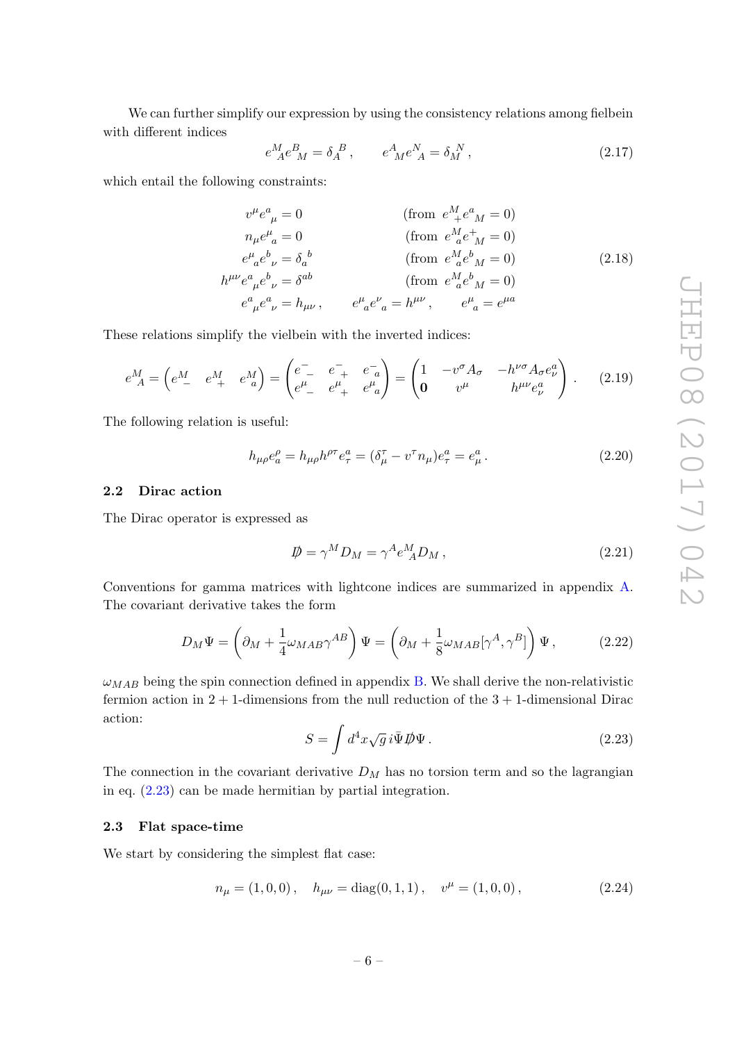We can further simplify our expression by using the consistency relations among fielbein with different indices

$$e^M_{\ A} e^B_{\ M} = \delta_A^{\ B} \,, \qquad e^A_{\ M} e^N_{\ A} = \delta_M^{\ N} \,, \tag{2.17}$$

which entail the following constraints:

$$\begin{aligned}
v^\mu e^a_{\ \mu} &= 0 && \text{(from } e^M_{\ +} e^a_{\ M} = 0) \\
n_\mu e^\mu_{\ a} &= 0 && \text{(from } e^M_{\ a} e^+_{\ M} = 0) \\
e^\mu_{\ a} e^b_{\ \nu} &= \delta_a^{\ b} && \text{(from } e^M_{\ a} e^b_{\ M} = 0) \\
h^{\mu\nu} e^a_{\ \mu} e^b_{\ \nu} &= \delta^{ab} && \text{(from } e^M_{\ a} e^b_{\ M} = 0) \\
e^a_{\ \mu} e^a_{\ \nu} &= h_{\mu\nu} \,, \qquad e^\mu_{\ a} e^\nu_{\ a} = h^{\mu\nu} \,, \qquad e^\mu_{\ a} = e^{\mu a}
\end{aligned} \tag{2.18}$$

These relations simplify the vielbein with the inverted indices:

$$e^M_{\ A} = \begin{pmatrix} e^M_{\ -} & e^M_{\ +} & e^M_{\ a} \end{pmatrix} = \begin{pmatrix} e^-_{\ -} & e^-_{\ +} & e^-_{\ a} \\ e^\mu_{\ -} & e^\mu_{\ +} & e^\mu_{\ a} \end{pmatrix} = \begin{pmatrix} 1 & -v^\sigma A_\sigma & -h^{\nu\sigma} A_\sigma e^a_\nu \\ \mathbf{0} & v^\mu & h^{\mu\nu} e^a_\nu \end{pmatrix} . \tag{2.19}$$

The following relation is useful:

$$h_{\mu\rho} e^\rho_a = h_{\mu\rho} h^{\rho\tau} e^a_\tau = (\delta^\tau_\mu - v^\tau n_\mu) e^a_\tau = e^a_{\ \mu} \,. \tag{2.20}$$

### 2.2 Dirac action

The Dirac operator is expressed as

$$\not{D} = \gamma^M D_M = \gamma^A e^M_{\ A} D_M \,, \tag{2.21}$$

Conventions for gamma matrices with lightcone indices are summarized in appendix A. The covariant derivative takes the form

$$D_M \Psi = \left( \partial_M + \frac{1}{4} \omega_{MAB} \gamma^{AB} \right) \Psi = \left( \partial_M + \frac{1}{8} \omega_{MAB} [\gamma^A, \gamma^B] \right) \Psi \,, \tag{2.22}$$

$\omega_{MAB}$ being the spin connection defined in appendix B. We shall derive the non-relativistic fermion action in $2+1$-dimensions from the null reduction of the $3+1$-dimensional Dirac action:

$$S = \int d^4x \sqrt{g} \, i \bar{\Psi} \not{D} \Psi \,. \tag{2.23}$$

The connection in the covariant derivative $D_M$ has no torsion term and so the lagrangian in eq. (2.23) can be made hermitian by partial integration.

### 2.3 Flat space-time

We start by considering the simplest flat case:

$$n_\mu = (1, 0, 0) \,, \quad h_{\mu\nu} = \text{diag}(0, 1, 1) \,, \quad v^\mu = (1, 0, 0) \,, \tag{2.24}$$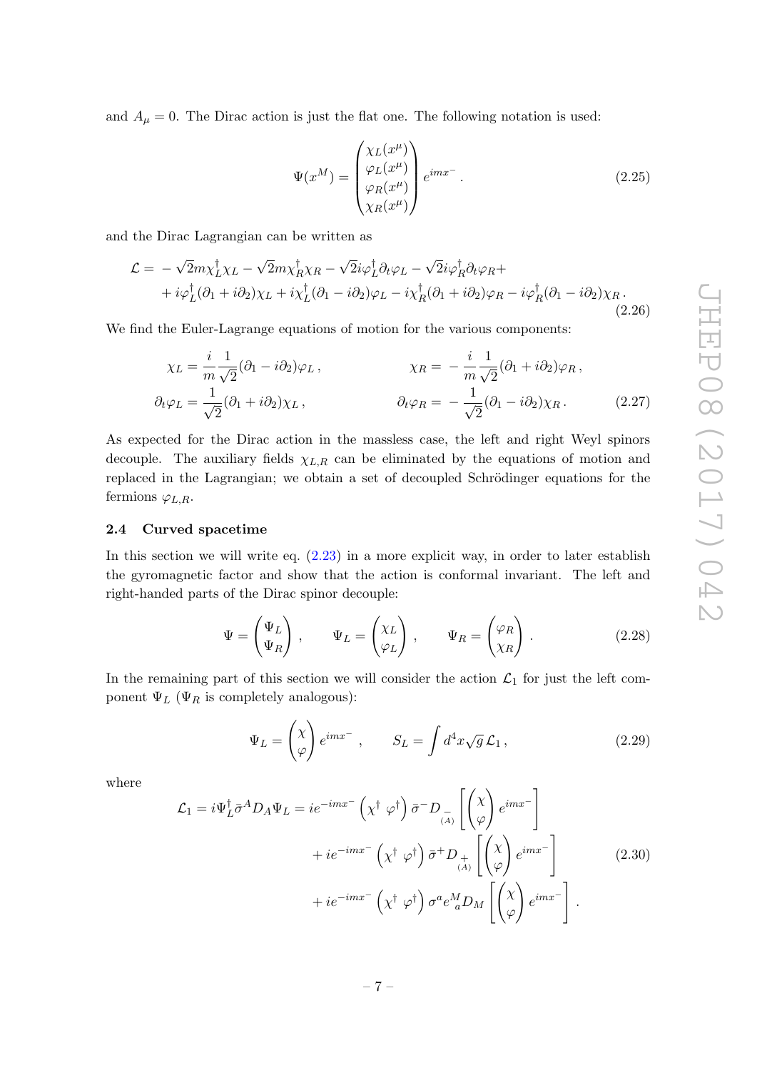and $A_\mu = 0$. The Dirac action is just the flat one. The following notation is used:

$$\Psi(x^M) = \begin{pmatrix} \chi_L(x^\mu) \\ \varphi_L(x^\mu) \\ \varphi_R(x^\mu) \\ \chi_R(x^\mu) \end{pmatrix} e^{imx^-} . \tag{2.25}$$

and the Dirac Lagrangian can be written as

$$\begin{aligned}\mathcal{L} = & -\sqrt{2}m\chi_L^\dagger\chi_L - \sqrt{2}m\chi_R^\dagger\chi_R - \sqrt{2}i\varphi_L^\dagger\partial_t\varphi_L - \sqrt{2}i\varphi_R^\dagger\partial_t\varphi_R + \\ & + i\varphi_L^\dagger(\partial_1 + i\partial_2)\chi_L + i\chi_L^\dagger(\partial_1 - i\partial_2)\varphi_L - i\chi_R^\dagger(\partial_1 + i\partial_2)\varphi_R - i\varphi_R^\dagger(\partial_1 - i\partial_2)\chi_R .\end{aligned} \tag{2.26}$$

We find the Euler-Lagrange equations of motion for the various components:

$$\begin{aligned} \chi_L &= \frac{i}{m}\frac{1}{\sqrt{2}}(\partial_1 - i\partial_2)\varphi_L , & \chi_R &= -\frac{i}{m}\frac{1}{\sqrt{2}}(\partial_1 + i\partial_2)\varphi_R , \\ \partial_t\varphi_L &= \frac{1}{\sqrt{2}}(\partial_1 + i\partial_2)\chi_L , & \partial_t\varphi_R &= -\frac{1}{\sqrt{2}}(\partial_1 - i\partial_2)\chi_R . \end{aligned} \tag{2.27}$$

As expected for the Dirac action in the massless case, the left and right Weyl spinors decouple. The auxiliary fields $\chi_{L,R}$ can be eliminated by the equations of motion and replaced in the Lagrangian; we obtain a set of decoupled Schrödinger equations for the fermions $\varphi_{L,R}$.

### 2.4 Curved spacetime

In this section we will write eq. (2.23) in a more explicit way, in order to later establish the gyromagnetic factor and show that the action is conformal invariant. The left and right-handed parts of the Dirac spinor decouple:

$$\Psi = \begin{pmatrix} \Psi_L \\ \Psi_R \end{pmatrix} , \qquad \Psi_L = \begin{pmatrix} \chi_L \\ \varphi_L \end{pmatrix} , \qquad \Psi_R = \begin{pmatrix} \varphi_R \\ \chi_R \end{pmatrix} . \tag{2.28}$$

In the remaining part of this section we will consider the action $\mathcal{L}_1$ for just the left component $\Psi_L$ ($\Psi_R$ is completely analogous):

$$\Psi_L = \begin{pmatrix} \chi \\ \varphi \end{pmatrix} e^{imx^-} , \qquad S_L = \int d^4x \sqrt{g}\, \mathcal{L}_1 , \tag{2.29}$$

where

$$\begin{aligned}\mathcal{L}_1 = i\Psi_L^\dagger\bar{\sigma}^A D_A \Psi_L = & \, ie^{-imx^-}\begin{pmatrix}\chi^\dagger & \varphi^\dagger\end{pmatrix}\bar{\sigma}^- D_{\underset{(A)}{-}}\left[\begin{pmatrix}\chi \\ \varphi\end{pmatrix} e^{imx^-}\right] \\ & + ie^{-imx^-}\begin{pmatrix}\chi^\dagger & \varphi^\dagger\end{pmatrix}\bar{\sigma}^+ D_{\underset{(A)}{+}}\left[\begin{pmatrix}\chi \\ \varphi\end{pmatrix} e^{imx^-}\right] \\ & + ie^{-imx^-}\begin{pmatrix}\chi^\dagger & \varphi^\dagger\end{pmatrix}\sigma^a e^M_a D_M\left[\begin{pmatrix}\chi \\ \varphi\end{pmatrix} e^{imx^-}\right] .\end{aligned} \tag{2.30}$$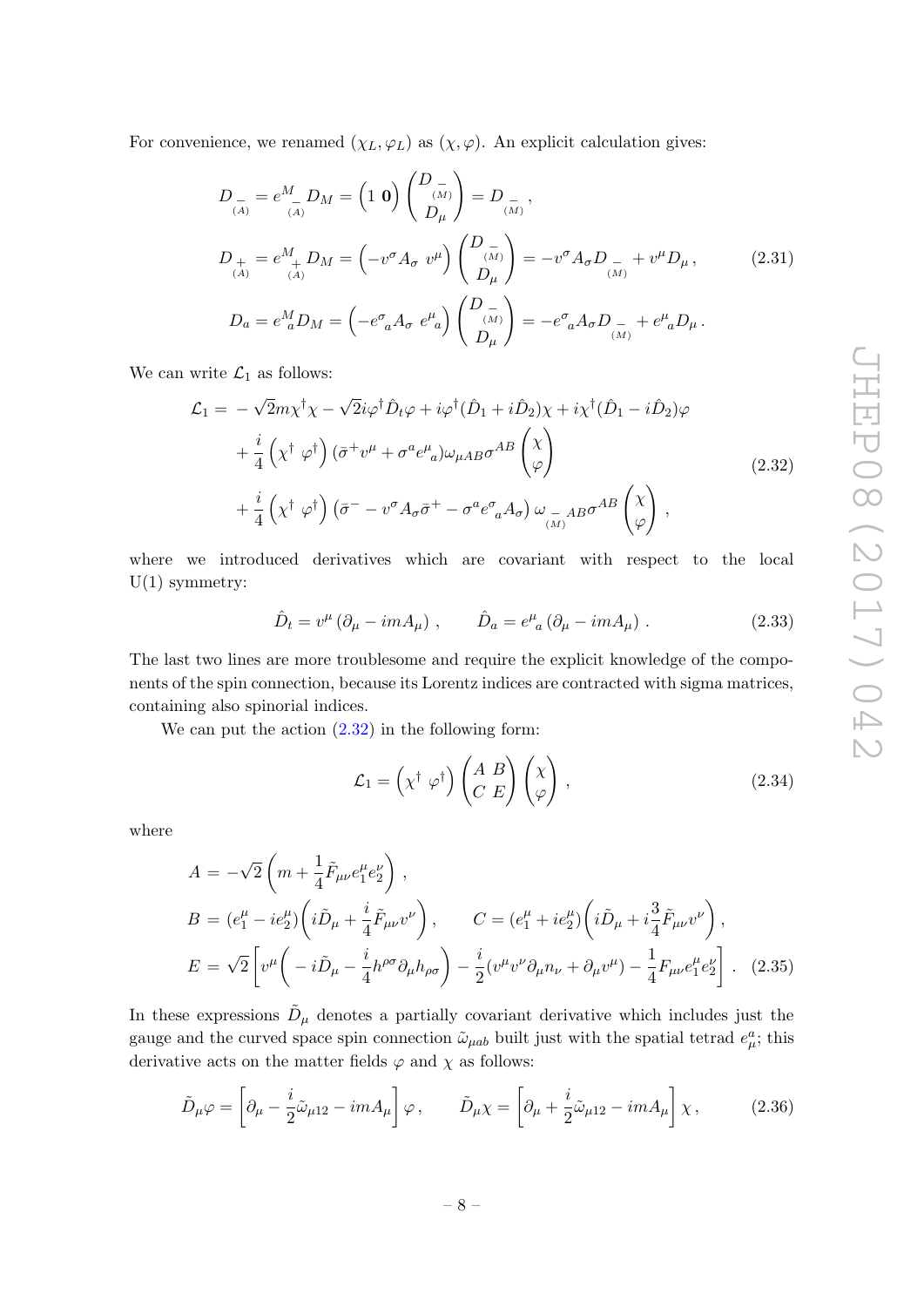For convenience, we renamed $(\chi_L, \varphi_L)$ as $(\chi, \varphi)$. An explicit calculation gives:

$$
\begin{aligned}
D_{\underset{(A)}{-}} &= e^M_{\underset{(A)}{-}} D_M = \begin{pmatrix} 1 & \mathbf{0} \end{pmatrix} \begin{pmatrix} D_{\underset{(M)}{-}} \\ D_\mu \end{pmatrix} = D_{\underset{(M)}{-}} \,, \\
D_{\underset{(A)}{+}} &= e^M_{\underset{(A)}{+}} D_M = \begin{pmatrix} -v^\sigma A_\sigma & v^\mu \end{pmatrix} \begin{pmatrix} D_{\underset{(M)}{-}} \\ D_\mu \end{pmatrix} = -v^\sigma A_\sigma D_{\underset{(M)}{-}} + v^\mu D_\mu \,, \\
D_a &= e^M_{\ a} D_M = \begin{pmatrix} -e^\sigma_{\ a} A_\sigma & e^\mu_{\ a} \end{pmatrix} \begin{pmatrix} D_{\underset{(M)}{-}} \\ D_\mu \end{pmatrix} = -e^\sigma_{\ a} A_\sigma D_{\underset{(M)}{-}} + e^\mu_{\ a} D_\mu \,.
\end{aligned}
\tag{2.31}
$$

We can write $\mathcal{L}_1$ as follows:

$$
\begin{aligned}
\mathcal{L}_1 =& -\sqrt{2} m \chi^\dagger \chi - \sqrt{2} i \varphi^\dagger \hat{D}_t \varphi + i \varphi^\dagger (\hat{D}_1 + i \hat{D}_2) \chi + i \chi^\dagger (\hat{D}_1 - i \hat{D}_2) \varphi \\
&+ \frac{i}{4} \begin{pmatrix} \chi^\dagger & \varphi^\dagger \end{pmatrix} (\bar{\sigma}^+ v^\mu + \sigma^a e^\mu_{\ a}) \omega_{\mu AB} \sigma^{AB} \begin{pmatrix} \chi \\ \varphi \end{pmatrix} \\
&+ \frac{i}{4} \begin{pmatrix} \chi^\dagger & \varphi^\dagger \end{pmatrix} \left( \bar{\sigma}^- - v^\sigma A_\sigma \bar{\sigma}^+ - \sigma^a e^\sigma_{\ a} A_\sigma \right) \omega_{\underset{(M)}{-} AB} \sigma^{AB} \begin{pmatrix} \chi \\ \varphi \end{pmatrix} \,,
\end{aligned}
\tag{2.32}
$$

where we introduced derivatives which are covariant with respect to the local U(1) symmetry:

$$
\hat{D}_t = v^\mu \left( \partial_\mu - i m A_\mu \right) \,, \qquad \hat{D}_a = e^\mu_{\ a} \left( \partial_\mu - i m A_\mu \right) \,. \tag{2.33}
$$

The last two lines are more troublesome and require the explicit knowledge of the components of the spin connection, because its Lorentz indices are contracted with sigma matrices, containing also spinorial indices.

We can put the action (2.32) in the following form:

$$
\mathcal{L}_1 = \begin{pmatrix} \chi^\dagger & \varphi^\dagger \end{pmatrix} \begin{pmatrix} A & B \\ C & E \end{pmatrix} \begin{pmatrix} \chi \\ \varphi \end{pmatrix} \,, \tag{2.34}
$$

where

$$
\begin{aligned}
A &= -\sqrt{2} \left( m + \frac{1}{4} \tilde{F}_{\mu\nu} e^\mu_1 e^\nu_2 \right) \,, \\
B &= (e^\mu_1 - i e^\mu_2) \left( i \tilde{D}_\mu + \frac{i}{4} \tilde{F}_{\mu\nu} v^\nu \right) \,, \qquad C = (e^\mu_1 + i e^\mu_2) \left( i \tilde{D}_\mu + i \frac{3}{4} \tilde{F}_{\mu\nu} v^\nu \right) \,, \\
E &= \sqrt{2} \left[ v^\mu \left( -i \tilde{D}_\mu - \frac{i}{4} h^{\rho\sigma} \partial_\mu h_{\rho\sigma} \right) - \frac{i}{2} (v^\mu v^\nu \partial_\mu n_\nu + \partial_\mu v^\mu) - \frac{1}{4} F_{\mu\nu} e^\mu_1 e^\nu_2 \right] \,.
\end{aligned}
\tag{2.35}
$$

In these expressions $\tilde{D}_\mu$ denotes a partially covariant derivative which includes just the gauge and the curved space spin connection $\tilde{\omega}_{\mu ab}$ built just with the spatial tetrad $e^a_\mu$; this derivative acts on the matter fields $\varphi$ and $\chi$ as follows:

$$
\tilde{D}_\mu \varphi = \left[ \partial_\mu - \frac{i}{2} \tilde{\omega}_{\mu 12} - i m A_\mu \right] \varphi \,, \qquad \tilde{D}_\mu \chi = \left[ \partial_\mu + \frac{i}{2} \tilde{\omega}_{\mu 12} - i m A_\mu \right] \chi \,, \tag{2.36}
$$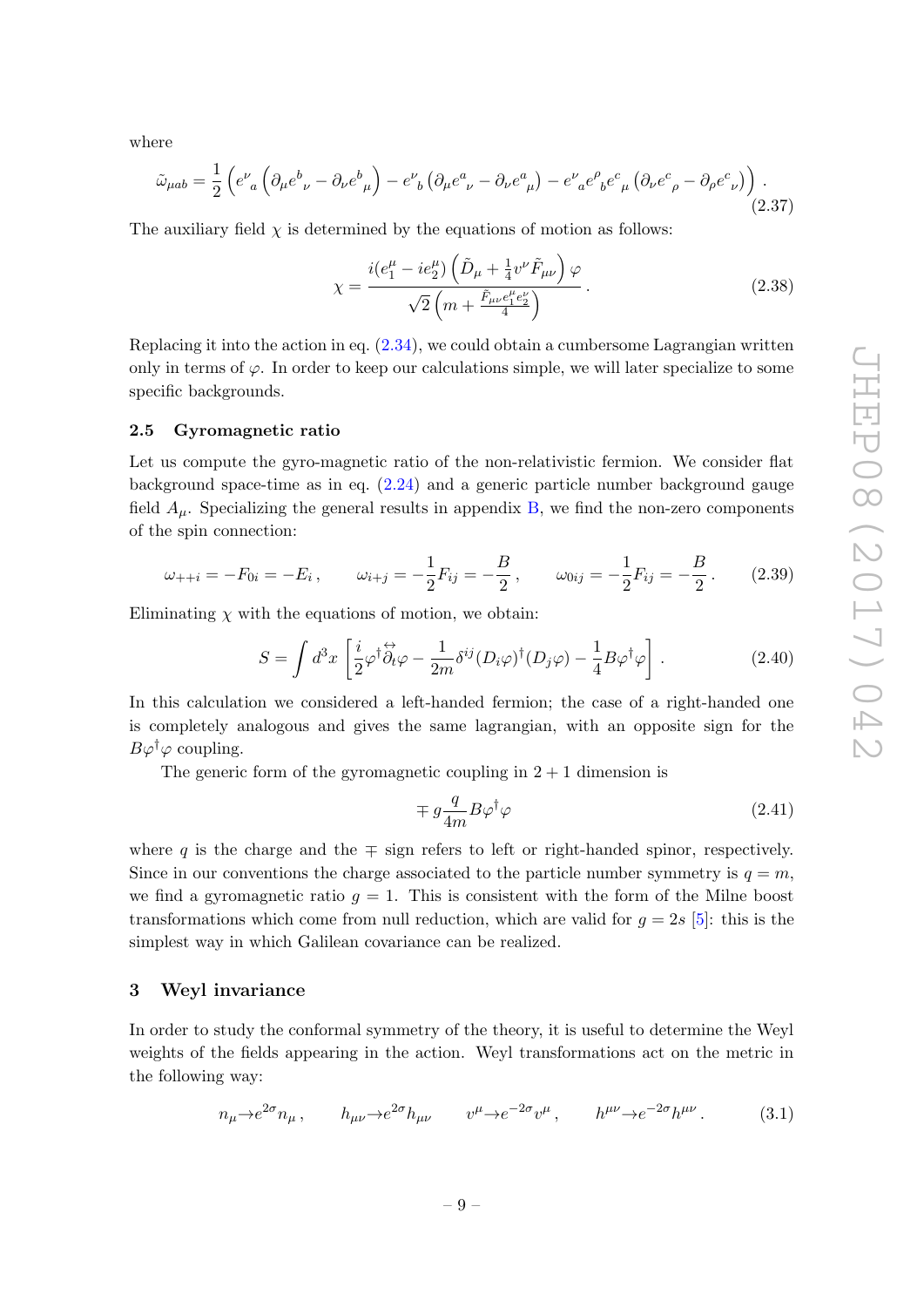where

$$\tilde{\omega}_{\mu ab} = \frac{1}{2}\left(e^{\nu}{}_{a}\left(\partial_\mu e^{b}{}_{\nu} - \partial_\nu e^{b}{}_{\mu}\right) - e^{\nu}{}_{b}\left(\partial_\mu e^{a}{}_{\nu} - \partial_\nu e^{a}{}_{\mu}\right) - e^{\nu}{}_{a} e^{\rho}{}_{b} e^{c}{}_{\mu}\left(\partial_\nu e^{c}{}_{\rho} - \partial_\rho e^{c}{}_{\nu}\right)\right). \tag{2.37}$$

The auxiliary field $\chi$ is determined by the equations of motion as follows:

$$\chi = \frac{i(e_1^\mu - i e_2^\mu)\left(\tilde{D}_\mu + \frac{1}{4} v^\nu \tilde{F}_{\mu\nu}\right)\varphi}{\sqrt{2}\left(m + \frac{\tilde{F}_{\mu\nu} e_1^\mu e_2^\nu}{4}\right)}. \tag{2.38}$$

Replacing it into the action in eq. (2.34), we could obtain a cumbersome Lagrangian written only in terms of $\varphi$. In order to keep our calculations simple, we will later specialize to some specific backgrounds.

### 2.5 Gyromagnetic ratio

Let us compute the gyro-magnetic ratio of the non-relativistic fermion. We consider flat background space-time as in eq. (2.24) and a generic particle number background gauge field $A_\mu$. Specializing the general results in appendix B, we find the non-zero components of the spin connection:

$$\omega_{++i} = -F_{0i} = -E_i, \qquad \omega_{i+j} = -\frac{1}{2}F_{ij} = -\frac{B}{2}, \qquad \omega_{0ij} = -\frac{1}{2}F_{ij} = -\frac{B}{2}. \tag{2.39}$$

Eliminating $\chi$ with the equations of motion, we obtain:

$$S = \int d^3x \left[\frac{i}{2}\varphi^\dagger \overleftrightarrow{\partial_t}\varphi - \frac{1}{2m}\delta^{ij}(D_i\varphi)^\dagger(D_j\varphi) - \frac{1}{4}B\varphi^\dagger\varphi\right]. \tag{2.40}$$

In this calculation we considered a left-handed fermion; the case of a right-handed one is completely analogous and gives the same lagrangian, with an opposite sign for the $B\varphi^\dagger\varphi$ coupling.

The generic form of the gyromagnetic coupling in $2+1$ dimension is

$$\mp\, g\frac{q}{4m}B\varphi^\dagger\varphi \tag{2.41}$$

where $q$ is the charge and the $\mp$ sign refers to left or right-handed spinor, respectively. Since in our conventions the charge associated to the particle number symmetry is $q = m$, we find a gyromagnetic ratio $g = 1$. This is consistent with the form of the Milne boost transformations which come from null reduction, which are valid for $g = 2s$ [5]: this is the simplest way in which Galilean covariance can be realized.

## 3 Weyl invariance

In order to study the conformal symmetry of the theory, it is useful to determine the Weyl weights of the fields appearing in the action. Weyl transformations act on the metric in the following way:

$$n_\mu \to e^{2\sigma} n_\mu, \qquad h_{\mu\nu} \to e^{2\sigma} h_{\mu\nu} \qquad v^\mu \to e^{-2\sigma} v^\mu, \qquad h^{\mu\nu} \to e^{-2\sigma} h^{\mu\nu}. \tag{3.1}$$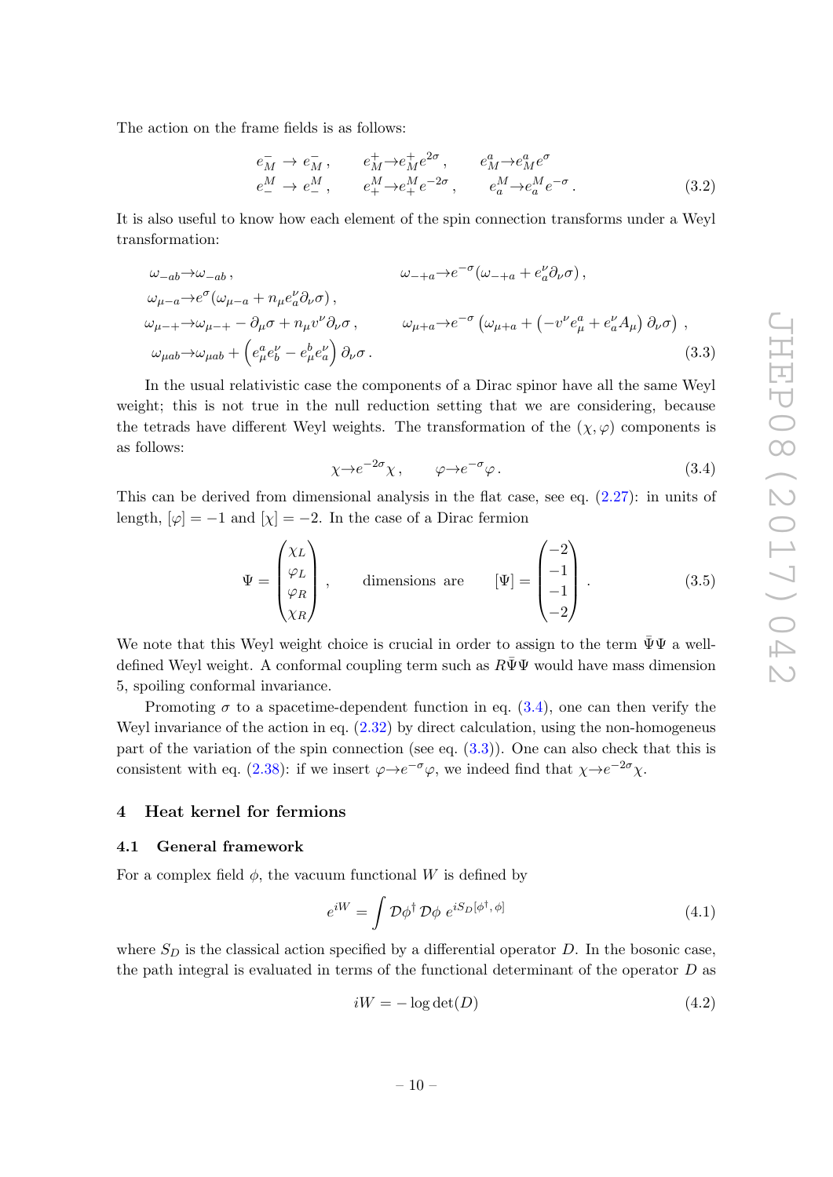The action on the frame fields is as follows:

$$
\begin{aligned}
e^-_M &\to e^-_M\,, \qquad & e^+_M &\to e^+_M e^{2\sigma}\,, \qquad & e^a_M &\to e^a_M e^{\sigma} \\
e^M_- &\to e^M_-\,, \qquad & e^M_+ &\to e^M_+ e^{-2\sigma}\,, \qquad & e^M_a &\to e^M_a e^{-\sigma}\,.
\end{aligned}
\tag{3.2}
$$

It is also useful to know how each element of the spin connection transforms under a Weyl transformation:

$$
\begin{aligned}
&\omega_{-ab} \to \omega_{-ab}\,, && \omega_{-+a} \to e^{-\sigma}(\omega_{-+a} + e^\nu_a \partial_\nu \sigma)\,, \\
&\omega_{\mu-a} \to e^{\sigma}(\omega_{\mu-a} + n_\mu e^\nu_a \partial_\nu \sigma)\,, && \\
&\omega_{\mu-+} \to \omega_{\mu-+} - \partial_\mu \sigma + n_\mu v^\nu \partial_\nu \sigma\,, && \omega_{\mu+a} \to e^{-\sigma}\left(\omega_{\mu+a} + \left(-v^\nu e^a_\mu + e^\nu_a A_\mu\right)\partial_\nu \sigma\right)\,, \\
&\omega_{\mu ab} \to \omega_{\mu ab} + \left(e^a_\mu e^\nu_b - e^b_\mu e^\nu_a\right)\partial_\nu \sigma\,.
\end{aligned}
\tag{3.3}
$$

In the usual relativistic case the components of a Dirac spinor have all the same Weyl weight; this is not true in the null reduction setting that we are considering, because the tetrads have different Weyl weights. The transformation of the $(\chi, \varphi)$ components is as follows:

$$
\chi \to e^{-2\sigma}\chi\,, \qquad \varphi \to e^{-\sigma}\varphi\,. \tag{3.4}
$$

This can be derived from dimensional analysis in the flat case, see eq. (2.27): in units of length, $[\varphi] = -1$ and $[\chi] = -2$. In the case of a Dirac fermion

$$
\Psi = \begin{pmatrix} \chi_L \\ \varphi_L \\ \varphi_R \\ \chi_R \end{pmatrix}\,, \qquad \text{dimensions are} \qquad [\Psi] = \begin{pmatrix} -2 \\ -1 \\ -1 \\ -2 \end{pmatrix}\,. \tag{3.5}
$$

We note that this Weyl weight choice is crucial in order to assign to the term $\bar{\Psi}\Psi$ a well-defined Weyl weight. A conformal coupling term such as $R\bar{\Psi}\Psi$ would have mass dimension 5, spoiling conformal invariance.

Promoting $\sigma$ to a spacetime-dependent function in eq. (3.4), one can then verify the Weyl invariance of the action in eq. (2.32) by direct calculation, using the non-homogeneus part of the variation of the spin connection (see eq. (3.3)). One can also check that this is consistent with eq. (2.38): if we insert $\varphi \to e^{-\sigma}\varphi$, we indeed find that $\chi \to e^{-2\sigma}\chi$.

## 4 Heat kernel for fermions

### 4.1 General framework

For a complex field $\phi$, the vacuum functional $W$ is defined by

$$
e^{iW} = \int \mathcal{D}\phi^\dagger\, \mathcal{D}\phi\; e^{iS_D[\phi^\dagger, \phi]} \tag{4.1}
$$

where $S_D$ is the classical action specified by a differential operator $D$. In the bosonic case, the path integral is evaluated in terms of the functional determinant of the operator $D$ as

$$
iW = -\log\det(D) \tag{4.2}
$$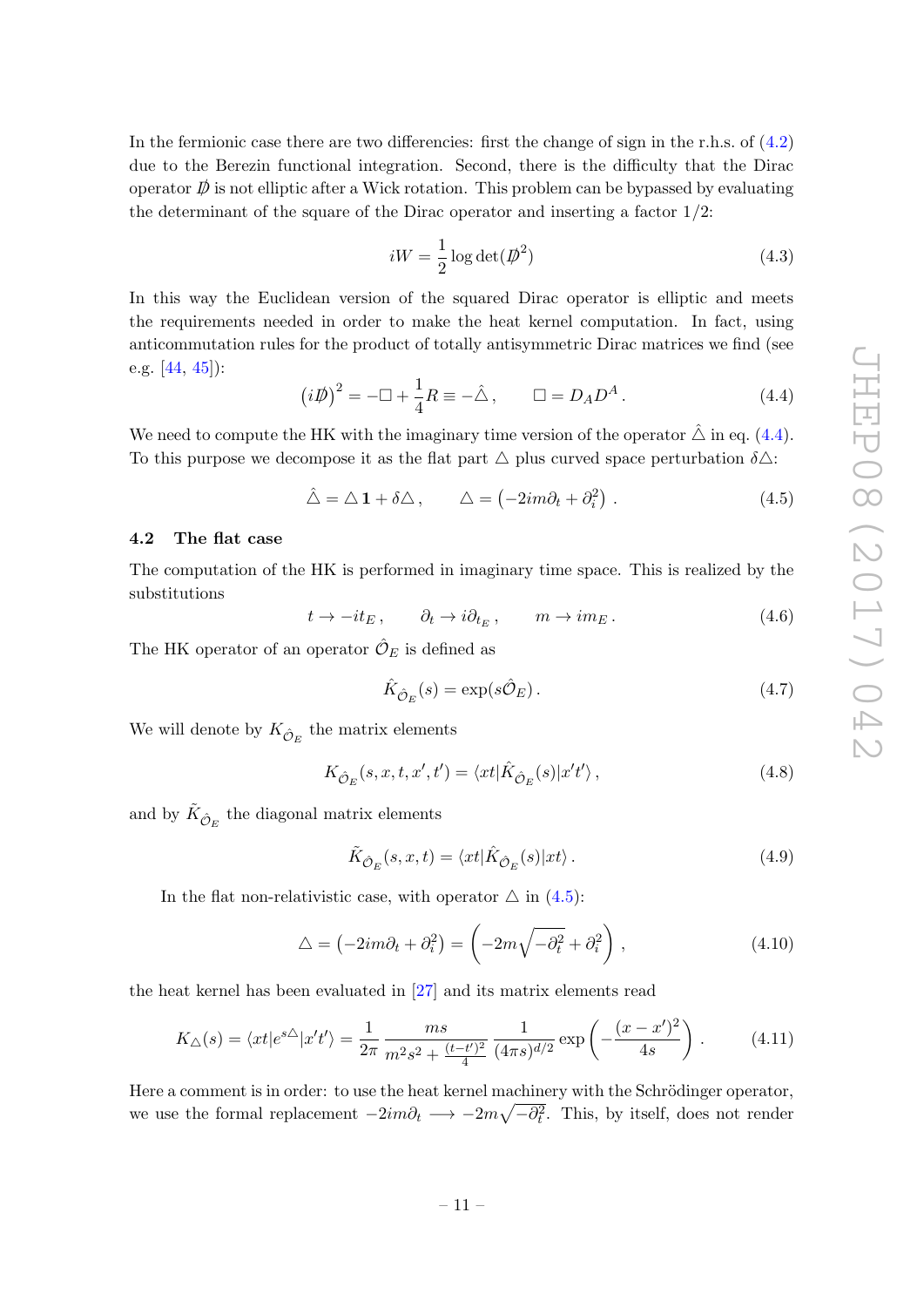In the fermionic case there are two differencies: first the change of sign in the r.h.s. of (4.2) due to the Berezin functional integration. Second, there is the difficulty that the Dirac operator $\not{D}$ is not elliptic after a Wick rotation. This problem can be bypassed by evaluating the determinant of the square of the Dirac operator and inserting a factor 1/2:

$$iW = \frac{1}{2}\log\det(\not{D}^2) \tag{4.3}$$

In this way the Euclidean version of the squared Dirac operator is elliptic and meets the requirements needed in order to make the heat kernel computation. In fact, using anticommutation rules for the product of totally antisymmetric Dirac matrices we find (see e.g. [44, 45]):

$$\left(i\not{D}\right)^2 = -\Box + \frac{1}{4}R \equiv -\hat{\triangle}\,, \qquad \Box = D_A D^A\,. \tag{4.4}$$

We need to compute the HK with the imaginary time version of the operator $\hat{\triangle}$ in eq. (4.4). To this purpose we decompose it as the flat part $\triangle$ plus curved space perturbation $\delta\triangle$:

$$\hat{\triangle} = \triangle\,\mathbf{1} + \delta\triangle\,, \qquad \triangle = \left(-2im\partial_t + \partial_i^2\right)\,. \tag{4.5}$$

### 4.2 The flat case

The computation of the HK is performed in imaginary time space. This is realized by the substitutions

$$t \to -it_E\,, \qquad \partial_t \to i\partial_{t_E}\,, \qquad m \to im_E\,. \tag{4.6}$$

The HK operator of an operator $\hat{\mathcal{O}}_E$ is defined as

$$\hat{K}_{\hat{\mathcal{O}}_E}(s) = \exp(s\hat{\mathcal{O}}_E)\,. \tag{4.7}$$

We will denote by $K_{\hat{\mathcal{O}}_E}$ the matrix elements

$$K_{\hat{\mathcal{O}}_E}(s,x,t,x',t') = \langle xt|\hat{K}_{\hat{\mathcal{O}}_E}(s)|x't'\rangle\,, \tag{4.8}$$

and by $\tilde{K}_{\hat{\mathcal{O}}_E}$ the diagonal matrix elements

$$\tilde{K}_{\hat{\mathcal{O}}_E}(s,x,t) = \langle xt|\hat{K}_{\hat{\mathcal{O}}_E}(s)|xt\rangle\,. \tag{4.9}$$

In the flat non-relativistic case, with operator $\triangle$ in (4.5):

$$\triangle = \left(-2im\partial_t + \partial_i^2\right) = \left(-2m\sqrt{-\partial_t^2} + \partial_i^2\right)\,, \tag{4.10}$$

the heat kernel has been evaluated in [27] and its matrix elements read

$$K_\triangle(s) = \langle xt|e^{s\triangle}|x't'\rangle = \frac{1}{2\pi}\,\frac{ms}{m^2s^2 + \frac{(t-t')^2}{4}}\,\frac{1}{(4\pi s)^{d/2}}\exp\left(-\frac{(x-x')^2}{4s}\right)\,. \tag{4.11}$$

Here a comment is in order: to use the heat kernel machinery with the Schrödinger operator, we use the formal replacement $-2im\partial_t \longrightarrow -2m\sqrt{-\partial_t^2}$. This, by itself, does not render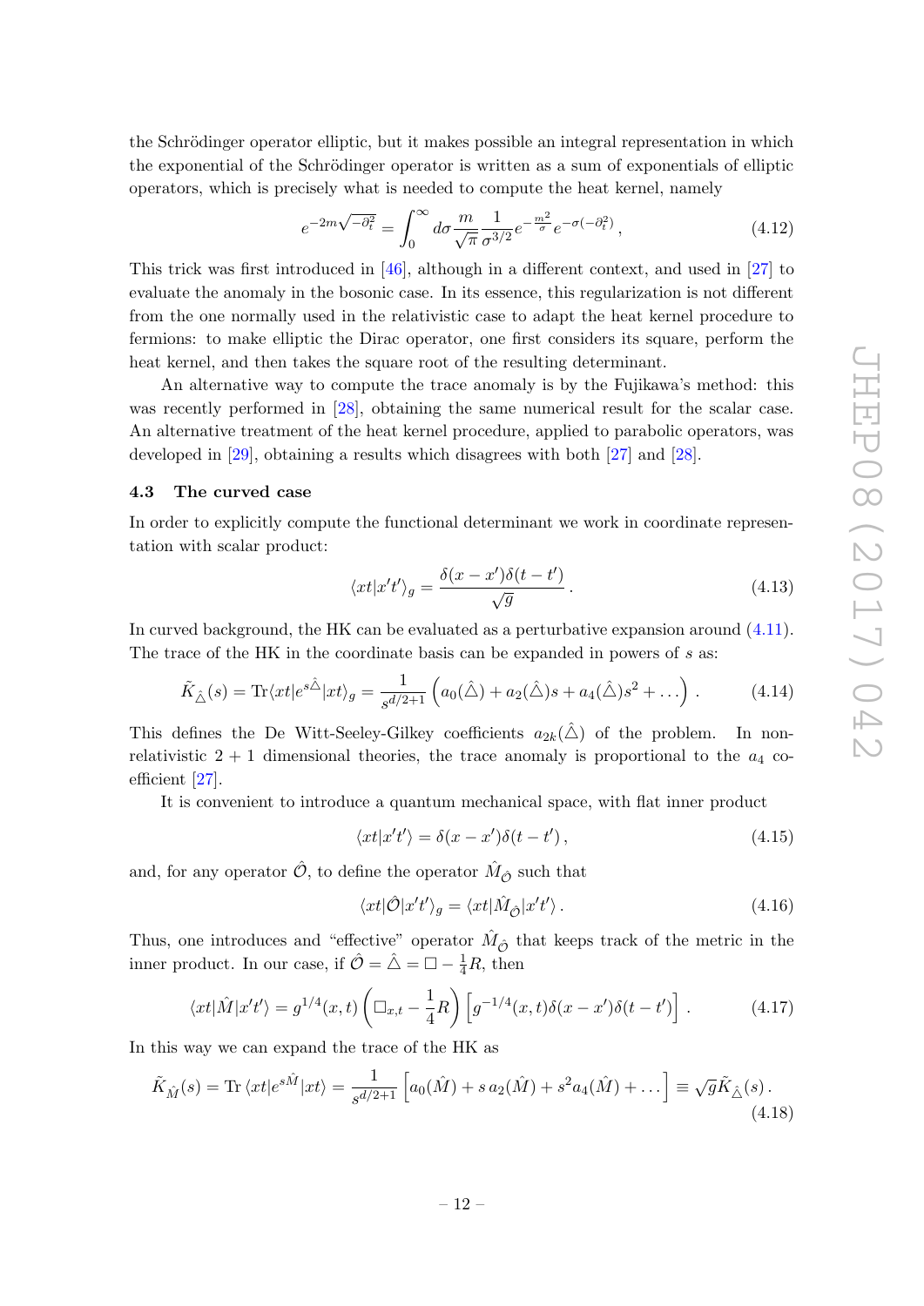the Schrödinger operator elliptic, but it makes possible an integral representation in which the exponential of the Schrödinger operator is written as a sum of exponentials of elliptic operators, which is precisely what is needed to compute the heat kernel, namely

$$e^{-2m\sqrt{-\partial_t^2}} = \int_0^\infty d\sigma \frac{m}{\sqrt{\pi}} \frac{1}{\sigma^{3/2}} e^{-\frac{m^2}{\sigma}} e^{-\sigma(-\partial_t^2)}\,, \tag{4.12}$$

This trick was first introduced in [46], although in a different context, and used in [27] to evaluate the anomaly in the bosonic case. In its essence, this regularization is not different from the one normally used in the relativistic case to adapt the heat kernel procedure to fermions: to make elliptic the Dirac operator, one first considers its square, perform the heat kernel, and then takes the square root of the resulting determinant.

An alternative way to compute the trace anomaly is by the Fujikawa's method: this was recently performed in [28], obtaining the same numerical result for the scalar case. An alternative treatment of the heat kernel procedure, applied to parabolic operators, was developed in [29], obtaining a results which disagrees with both [27] and [28].

### 4.3 The curved case

In order to explicitly compute the functional determinant we work in coordinate representation with scalar product:

$$\langle xt|x't'\rangle_g = \frac{\delta(x-x')\delta(t-t')}{\sqrt{g}}\,. \tag{4.13}$$

In curved background, the HK can be evaluated as a perturbative expansion around (4.11). The trace of the HK in the coordinate basis can be expanded in powers of $s$ as:

$$\tilde{K}_{\hat{\triangle}}(s) = \mathrm{Tr}\langle xt|e^{s\hat{\triangle}}|xt\rangle_g = \frac{1}{s^{d/2+1}}\left(a_0(\hat{\triangle}) + a_2(\hat{\triangle})s + a_4(\hat{\triangle})s^2 + \dots\right)\,. \tag{4.14}$$

This defines the De Witt-Seeley-Gilkey coefficients $a_{2k}(\hat{\triangle})$ of the problem. In non-relativistic $2+1$ dimensional theories, the trace anomaly is proportional to the $a_4$ coefficient [27].

It is convenient to introduce a quantum mechanical space, with flat inner product

$$\langle xt|x't'\rangle = \delta(x-x')\delta(t-t')\,, \tag{4.15}$$

and, for any operator $\hat{\mathcal{O}}$, to define the operator $\hat{M}_{\hat{\mathcal{O}}}$ such that

$$\langle xt|\hat{\mathcal{O}}|x't'\rangle_g = \langle xt|\hat{M}_{\hat{\mathcal{O}}}|x't'\rangle\,. \tag{4.16}$$

Thus, one introduces and "effective" operator $\hat{M}_{\hat{\mathcal{O}}}$ that keeps track of the metric in the inner product. In our case, if $\hat{\mathcal{O}} = \hat{\triangle} = \Box - \frac{1}{4}R$, then

$$\langle xt|\hat{M}|x't'\rangle = g^{1/4}(x,t)\left(\Box_{x,t} - \frac{1}{4}R\right)\left[g^{-1/4}(x,t)\delta(x-x')\delta(t-t')\right]\,. \tag{4.17}$$

In this way we can expand the trace of the HK as

$$\tilde{K}_{\hat{M}}(s) = \mathrm{Tr}\,\langle xt|e^{s\hat{M}}|xt\rangle = \frac{1}{s^{d/2+1}}\left[a_0(\hat{M}) + s\,a_2(\hat{M}) + s^2 a_4(\hat{M}) + \dots\right] \equiv \sqrt{g}\tilde{K}_{\hat{\triangle}}(s)\,. \tag{4.18}$$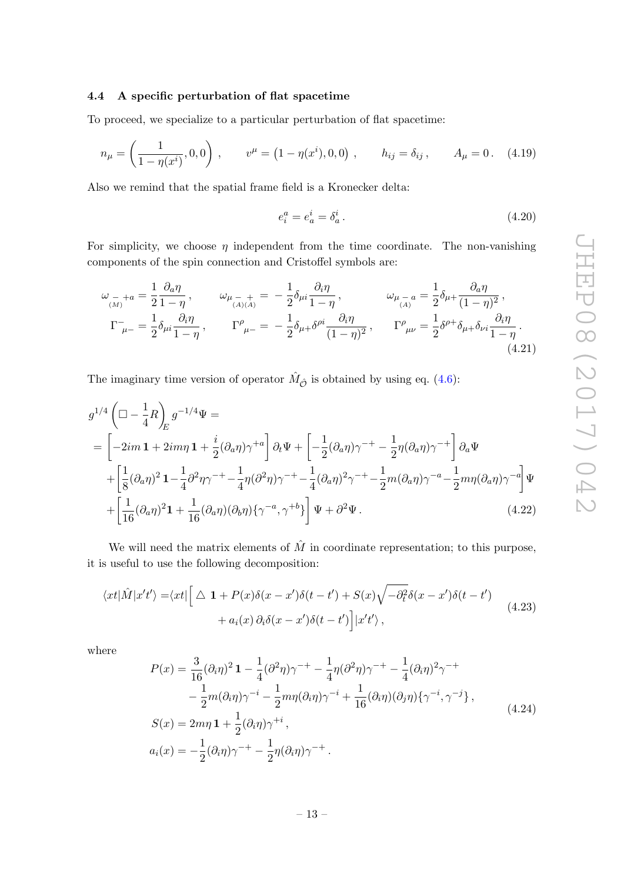### 4.4 A specific perturbation of flat spacetime

To proceed, we specialize to a particular perturbation of flat spacetime:

$$n_\mu = \left(\frac{1}{1-\eta(x^i)}, 0, 0\right) , \qquad v^\mu = \left(1-\eta(x^i), 0, 0\right) , \qquad h_{ij} = \delta_{ij} , \qquad A_\mu = 0 . \quad (4.19)$$

Also we remind that the spatial frame field is a Kronecker delta:

$$e_i^a = e_a^i = \delta_a^i . \quad (4.20)$$

For simplicity, we choose $\eta$ independent from the time coordinate. The non-vanishing components of the spin connection and Cristoffel symbols are:

$$\begin{aligned}
&\omega_{\underset{(M)}{-}\,+a} = \frac{1}{2}\frac{\partial_a \eta}{1-\eta} , \qquad \omega_{\mu \underset{(A)(A)}{-\,+}} = -\frac{1}{2}\delta_{\mu i}\frac{\partial_i \eta}{1-\eta} , \qquad \omega_{\mu \underset{(A)}{-}\,a} = \frac{1}{2}\delta_{\mu +}\frac{\partial_a \eta}{(1-\eta)^2} , \\
&\Gamma^-_{\ \mu -} = \frac{1}{2}\delta_{\mu i}\frac{\partial_i \eta}{1-\eta} , \qquad \Gamma^\rho_{\ \mu -} = -\frac{1}{2}\delta_{\mu +}\delta^{\rho i}\frac{\partial_i \eta}{(1-\eta)^2} , \qquad \Gamma^\rho_{\ \mu\nu} = \frac{1}{2}\delta^{\rho +}\delta_{\mu +}\delta_{\nu i}\frac{\partial_i \eta}{1-\eta} .
\end{aligned} \quad (4.21)$$

The imaginary time version of operator $\hat{M}_{\hat{\mathcal{O}}}$ is obtained by using eq. (4.6):

$$\begin{aligned}
&g^{1/4}\left(\Box - \frac{1}{4}R\right)_E g^{-1/4}\Psi = \\
&= \left[-2im\,\mathbf{1} + 2im\eta\,\mathbf{1} + \frac{i}{2}(\partial_a \eta)\gamma^{+a}\right]\partial_t \Psi + \left[-\frac{1}{2}(\partial_a \eta)\gamma^{-+} - \frac{1}{2}\eta(\partial_a \eta)\gamma^{-+}\right]\partial_a \Psi \\
&\quad + \left[\frac{1}{8}(\partial_a \eta)^2\,\mathbf{1} - \frac{1}{4}\partial^2\eta\gamma^{-+} - \frac{1}{4}\eta(\partial^2\eta)\gamma^{-+} - \frac{1}{4}(\partial_a \eta)^2\gamma^{-+} - \frac{1}{2}m(\partial_a \eta)\gamma^{-a} - \frac{1}{2}m\eta(\partial_a \eta)\gamma^{-a}\right]\Psi \\
&\quad + \left[\frac{1}{16}(\partial_a \eta)^2\mathbf{1} + \frac{1}{16}(\partial_a \eta)(\partial_b \eta)\{\gamma^{-a}, \gamma^{+b}\}\right]\Psi + \partial^2\Psi .
\end{aligned} \quad (4.22)$$

We will need the matrix elements of $\hat{M}$ in coordinate representation; to this purpose, it is useful to use the following decomposition:

$$\begin{aligned}
\langle xt|\hat{M}|x't'\rangle = &\langle xt|\Big[\triangle\ \mathbf{1} + P(x)\delta(x-x')\delta(t-t') + S(x)\sqrt{-\partial_t^2}\delta(x-x')\delta(t-t') \\
&+ a_i(x)\,\partial_i \delta(x-x')\delta(t-t')\Big]|x't'\rangle ,
\end{aligned} \quad (4.23)$$

where

$$\begin{aligned}
P(x) &= \frac{3}{16}(\partial_i \eta)^2\,\mathbf{1} - \frac{1}{4}(\partial^2\eta)\gamma^{-+} - \frac{1}{4}\eta(\partial^2\eta)\gamma^{-+} - \frac{1}{4}(\partial_i \eta)^2\gamma^{-+} \\
&\quad - \frac{1}{2}m(\partial_i \eta)\gamma^{-i} - \frac{1}{2}m\eta(\partial_i \eta)\gamma^{-i} + \frac{1}{16}(\partial_i \eta)(\partial_j \eta)\{\gamma^{-i}, \gamma^{-j}\} , \\
S(x) &= 2m\eta\,\mathbf{1} + \frac{1}{2}(\partial_i \eta)\gamma^{+i} , \\
a_i(x) &= -\frac{1}{2}(\partial_i \eta)\gamma^{-+} - \frac{1}{2}\eta(\partial_i \eta)\gamma^{-+} .
\end{aligned} \quad (4.24)$$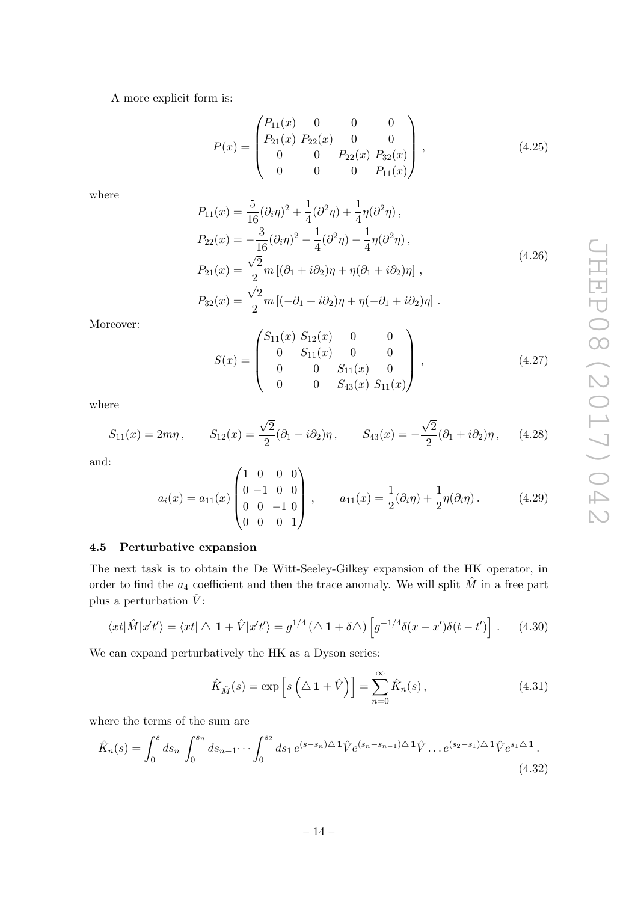A more explicit form is:

$$P(x) = \begin{pmatrix} P_{11}(x) & 0 & 0 & 0 \\ P_{21}(x) & P_{22}(x) & 0 & 0 \\ 0 & 0 & P_{22}(x) & P_{32}(x) \\ 0 & 0 & 0 & P_{11}(x) \end{pmatrix}, \tag{4.25}$$

where

$$\begin{aligned} P_{11}(x) &= \frac{5}{16}(\partial_i \eta)^2 + \frac{1}{4}(\partial^2 \eta) + \frac{1}{4}\eta(\partial^2 \eta)\,, \\ P_{22}(x) &= -\frac{3}{16}(\partial_i \eta)^2 - \frac{1}{4}(\partial^2 \eta) - \frac{1}{4}\eta(\partial^2 \eta)\,, \\ P_{21}(x) &= \frac{\sqrt{2}}{2} m \left[(\partial_1 + i\partial_2)\eta + \eta(\partial_1 + i\partial_2)\eta\right]\,, \\ P_{32}(x) &= \frac{\sqrt{2}}{2} m \left[(-\partial_1 + i\partial_2)\eta + \eta(-\partial_1 + i\partial_2)\eta\right]\,. \end{aligned} \tag{4.26}$$

Moreover:

$$S(x) = \begin{pmatrix} S_{11}(x) & S_{12}(x) & 0 & 0 \\ 0 & S_{11}(x) & 0 & 0 \\ 0 & 0 & S_{11}(x) & 0 \\ 0 & 0 & S_{43}(x) & S_{11}(x) \end{pmatrix}, \tag{4.27}$$

where

$$S_{11}(x) = 2m\eta\,, \qquad S_{12}(x) = \frac{\sqrt{2}}{2}(\partial_1 - i\partial_2)\eta\,, \qquad S_{43}(x) = -\frac{\sqrt{2}}{2}(\partial_1 + i\partial_2)\eta\,, \tag{4.28}$$

and:

$$a_i(x) = a_{11}(x) \begin{pmatrix} 1 & 0 & 0 & 0 \\ 0 & -1 & 0 & 0 \\ 0 & 0 & -1 & 0 \\ 0 & 0 & 0 & 1 \end{pmatrix}, \qquad a_{11}(x) = \frac{1}{2}(\partial_i \eta) + \frac{1}{2}\eta(\partial_i \eta)\,. \tag{4.29}$$

### 4.5 Perturbative expansion

The next task is to obtain the De Witt-Seeley-Gilkey expansion of the HK operator, in order to find the $a_4$ coefficient and then the trace anomaly. We will split $\hat{M}$ in a free part plus a perturbation $\hat{V}$:

$$\langle xt|\hat{M}|x't'\rangle = \langle xt|\,\triangle\,\mathbf{1} + \hat{V}|x't'\rangle = g^{1/4}\left(\triangle\,\mathbf{1} + \delta\triangle\right)\left[g^{-1/4}\delta(x-x')\delta(t-t')\right]\,. \tag{4.30}$$

We can expand perturbatively the HK as a Dyson series:

$$\hat{K}_{\hat{M}}(s) = \exp\left[s\left(\triangle\,\mathbf{1} + \hat{V}\right)\right] = \sum_{n=0}^{\infty} \hat{K}_n(s)\,, \tag{4.31}$$

where the terms of the sum are

$$\hat{K}_n(s) = \int_0^s ds_n \int_0^{s_n} ds_{n-1} \cdots \int_0^{s_2} ds_1\, e^{(s-s_n)\triangle\mathbf{1}}\hat{V}e^{(s_n-s_{n-1})\triangle\mathbf{1}}\hat{V}\ldots e^{(s_2-s_1)\triangle\mathbf{1}}\hat{V}e^{s_1\triangle\mathbf{1}}\,. \tag{4.32}$$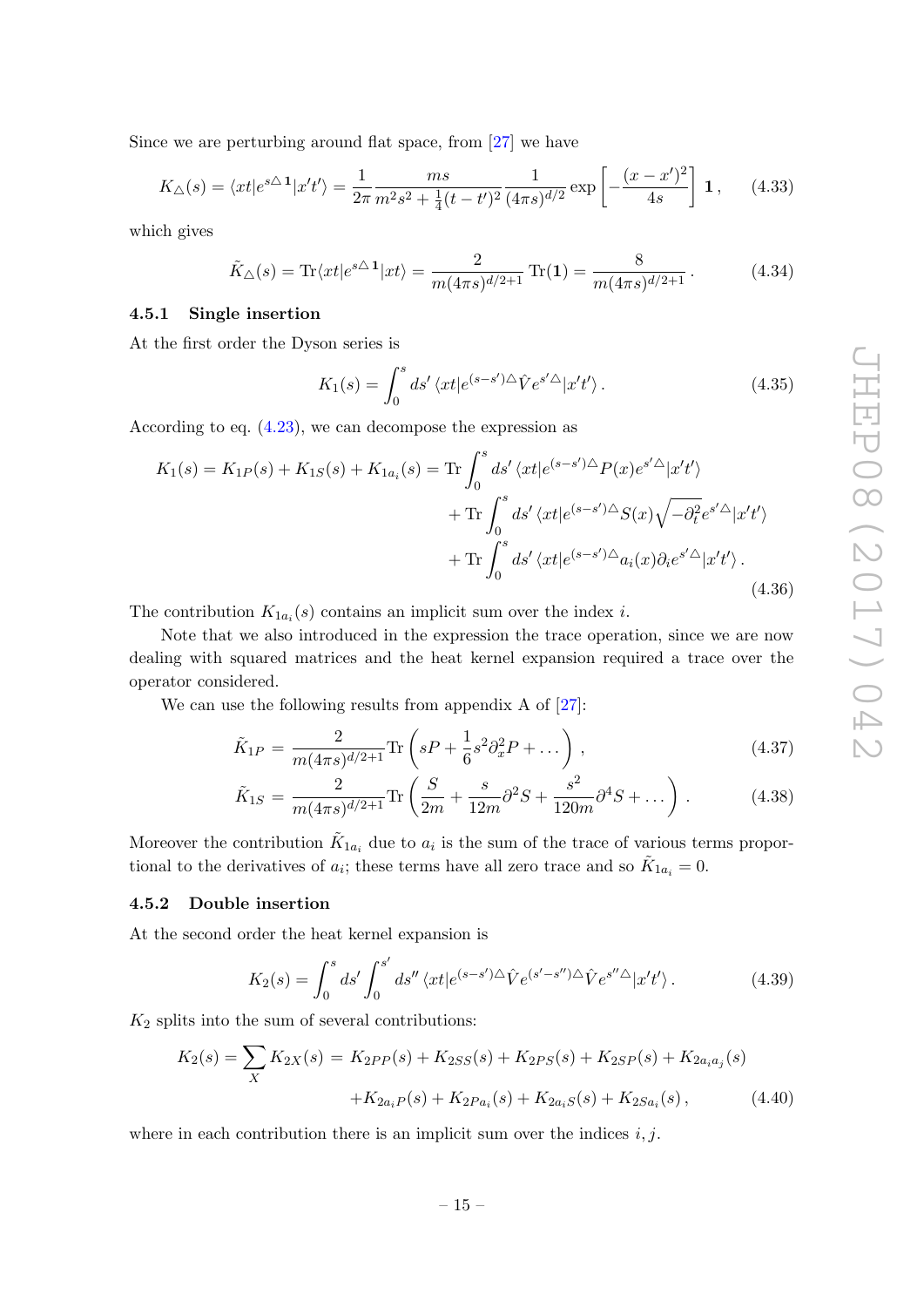Since we are perturbing around flat space, from [27] we have

$$K_{\triangle}(s) = \langle xt|e^{s\triangle \mathbf{1}}|x't'\rangle = \frac{1}{2\pi}\frac{ms}{m^2s^2+\frac{1}{4}(t-t')^2}\frac{1}{(4\pi s)^{d/2}}\exp\left[-\frac{(x-x')^2}{4s}\right]\mathbf{1}\,, \tag{4.33}$$

which gives

$$\tilde{K}_{\triangle}(s) = \mathrm{Tr}\langle xt|e^{s\triangle \mathbf{1}}|xt\rangle = \frac{2}{m(4\pi s)^{d/2+1}}\,\mathrm{Tr}(\mathbf{1}) = \frac{8}{m(4\pi s)^{d/2+1}}\,. \tag{4.34}$$

### 4.5.1 Single insertion

At the first order the Dyson series is

$$K_1(s) = \int_0^s ds'\,\langle xt|e^{(s-s')\triangle}\hat{V}e^{s'\triangle}|x't'\rangle\,. \tag{4.35}$$

According to eq. (4.23), we can decompose the expression as

$$\begin{aligned}K_1(s) = K_{1P}(s)+K_{1S}(s)+K_{1a_i}(s) = \mathrm{Tr}&\int_0^s ds'\,\langle xt|e^{(s-s')\triangle}P(x)e^{s'\triangle}|x't'\rangle\\ +\,\mathrm{Tr}&\int_0^s ds'\,\langle xt|e^{(s-s')\triangle}S(x)\sqrt{-\partial_t^2}e^{s'\triangle}|x't'\rangle\\ +\,\mathrm{Tr}&\int_0^s ds'\,\langle xt|e^{(s-s')\triangle}a_i(x)\partial_i e^{s'\triangle}|x't'\rangle\,.\end{aligned} \tag{4.36}$$

The contribution $K_{1a_i}(s)$ contains an implicit sum over the index $i$.

Note that we also introduced in the expression the trace operation, since we are now dealing with squared matrices and the heat kernel expansion required a trace over the operator considered.

We can use the following results from appendix A of [27]:

$$\tilde{K}_{1P} = \frac{2}{m(4\pi s)^{d/2+1}}\mathrm{Tr}\left(sP+\frac{1}{6}s^2\partial_x^2P+\dots\right), \tag{4.37}$$

$$\tilde{K}_{1S} = \frac{2}{m(4\pi s)^{d/2+1}}\mathrm{Tr}\left(\frac{S}{2m}+\frac{s}{12m}\partial^2S+\frac{s^2}{120m}\partial^4S+\dots\right). \tag{4.38}$$

Moreover the contribution $\tilde{K}_{1a_i}$ due to $a_i$ is the sum of the trace of various terms proportional to the derivatives of $a_i$; these terms have all zero trace and so $\tilde{K}_{1a_i}=0$.

### 4.5.2 Double insertion

At the second order the heat kernel expansion is

$$K_2(s) = \int_0^s ds'\int_0^{s'} ds''\,\langle xt|e^{(s-s')\triangle}\hat{V}e^{(s'-s'')\triangle}\hat{V}e^{s''\triangle}|x't'\rangle\,. \tag{4.39}$$

$K_2$ splits into the sum of several contributions:

$$\begin{aligned}K_2(s) = \sum_X K_{2X}(s) =\;& K_{2PP}(s)+K_{2SS}(s)+K_{2PS}(s)+K_{2SP}(s)+K_{2a_ia_j}(s)\\ &+K_{2a_iP}(s)+K_{2Pa_i}(s)+K_{2a_iS}(s)+K_{2Sa_i}(s)\,,\end{aligned} \tag{4.40}$$

where in each contribution there is an implicit sum over the indices $i,j$.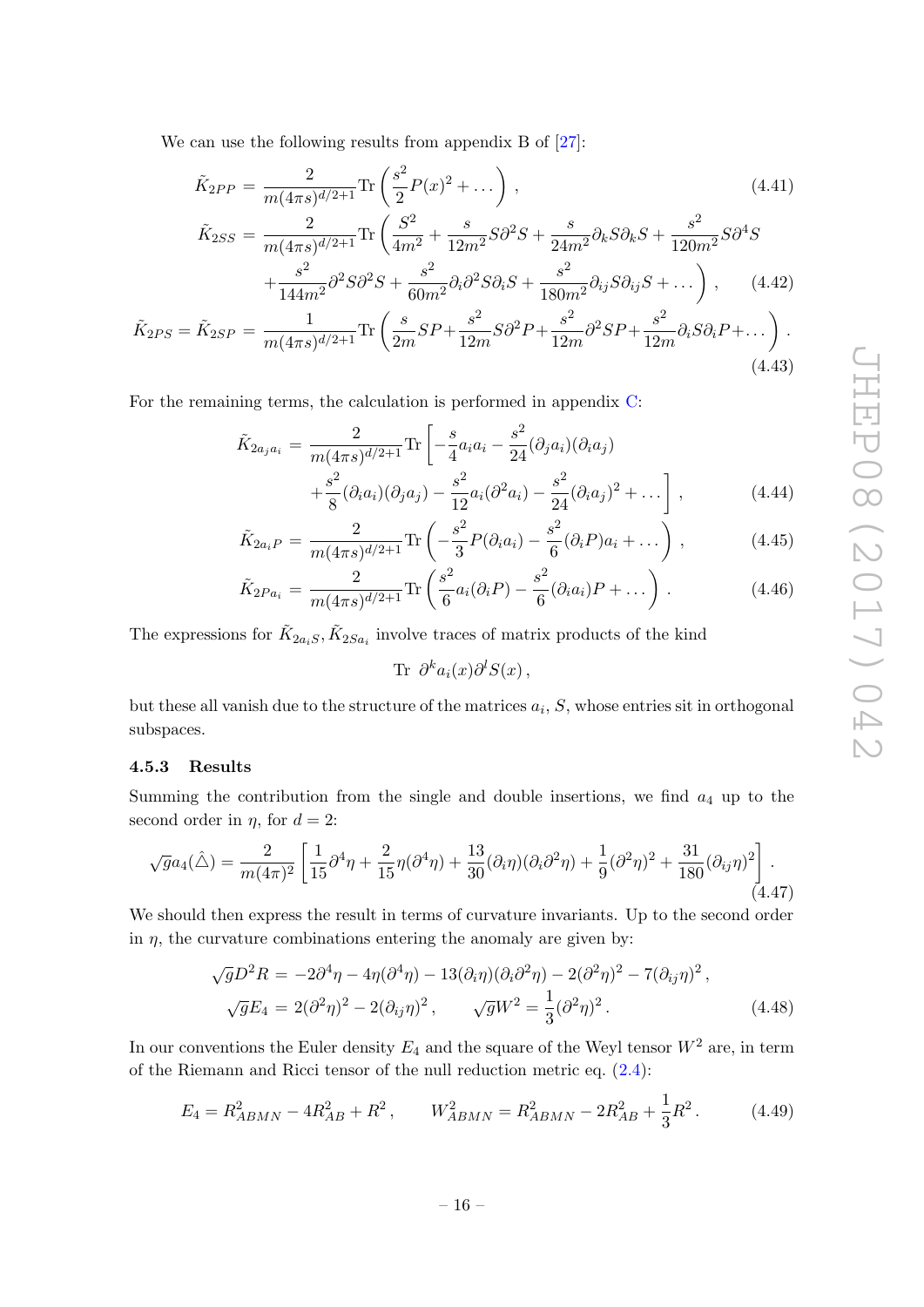We can use the following results from appendix B of [27]:

$$\tilde{K}_{2PP} = \frac{2}{m(4\pi s)^{d/2+1}} \text{Tr}\left(\frac{s^2}{2}P(x)^2 + \dots\right), \tag{4.41}$$

$$\begin{aligned}\tilde{K}_{2SS} = \frac{2}{m(4\pi s)^{d/2+1}} \text{Tr}\bigg(&\frac{S^2}{4m^2} + \frac{s}{12m^2}S\partial^2 S + \frac{s}{24m^2}\partial_k S \partial_k S + \frac{s^2}{120m^2}S\partial^4 S \\ &+\frac{s^2}{144m^2}\partial^2 S\partial^2 S + \frac{s^2}{60m^2}\partial_i \partial^2 S \partial_i S + \frac{s^2}{180m^2}\partial_{ij}S\partial_{ij}S + \dots\bigg),\end{aligned} \tag{4.42}$$

$$\tilde{K}_{2PS} = \tilde{K}_{2SP} = \frac{1}{m(4\pi s)^{d/2+1}} \text{Tr}\left(\frac{s}{2m}SP + \frac{s^2}{12m}S\partial^2 P + \frac{s^2}{12m}\partial^2 SP + \frac{s^2}{12m}\partial_i S\partial_i P + \dots\right). \tag{4.43}$$

For the remaining terms, the calculation is performed in appendix C:

$$\begin{aligned}\tilde{K}_{2a_j a_i} = \frac{2}{m(4\pi s)^{d/2+1}} \text{Tr}\bigg[&-\frac{s}{4}a_i a_i - \frac{s^2}{24}(\partial_j a_i)(\partial_i a_j) \\ &+\frac{s^2}{8}(\partial_i a_i)(\partial_j a_j) - \frac{s^2}{12}a_i(\partial^2 a_i) - \frac{s^2}{24}(\partial_i a_j)^2 + \dots\bigg],\end{aligned} \tag{4.44}$$

$$\tilde{K}_{2a_i P} = \frac{2}{m(4\pi s)^{d/2+1}} \text{Tr}\left(-\frac{s^2}{3}P(\partial_i a_i) - \frac{s^2}{6}(\partial_i P)a_i + \dots\right), \tag{4.45}$$

$$\tilde{K}_{2Pa_i} = \frac{2}{m(4\pi s)^{d/2+1}} \text{Tr}\left(\frac{s^2}{6}a_i(\partial_i P) - \frac{s^2}{6}(\partial_i a_i)P + \dots\right). \tag{4.46}$$

The expressions for $\tilde{K}_{2a_i S}, \tilde{K}_{2Sa_i}$ involve traces of matrix products of the kind

$$\text{Tr}\ \partial^k a_i(x)\partial^l S(x),$$

but these all vanish due to the structure of the matrices $a_i$, $S$, whose entries sit in orthogonal subspaces.

### 4.5.3 Results

Summing the contribution from the single and double insertions, we find $a_4$ up to the second order in $\eta$, for $d = 2$:

$$\sqrt{g}a_4(\hat{\triangle}) = \frac{2}{m(4\pi)^2}\left[\frac{1}{15}\partial^4\eta + \frac{2}{15}\eta(\partial^4\eta) + \frac{13}{30}(\partial_i\eta)(\partial_i\partial^2\eta) + \frac{1}{9}(\partial^2\eta)^2 + \frac{31}{180}(\partial_{ij}\eta)^2\right]. \tag{4.47}$$

We should then express the result in terms of curvature invariants. Up to the second order in $\eta$, the curvature combinations entering the anomaly are given by:

$$\begin{aligned}\sqrt{g}D^2 R &= -2\partial^4\eta - 4\eta(\partial^4\eta) - 13(\partial_i\eta)(\partial_i\partial^2\eta) - 2(\partial^2\eta)^2 - 7(\partial_{ij}\eta)^2, \\ \sqrt{g}E_4 &= 2(\partial^2\eta)^2 - 2(\partial_{ij}\eta)^2, \qquad \sqrt{g}W^2 = \frac{1}{3}(\partial^2\eta)^2.\end{aligned} \tag{4.48}$$

In our conventions the Euler density $E_4$ and the square of the Weyl tensor $W^2$ are, in term of the Riemann and Ricci tensor of the null reduction metric eq. (2.4):

$$E_4 = R^2_{ABMN} - 4R^2_{AB} + R^2, \qquad W^2_{ABMN} = R^2_{ABMN} - 2R^2_{AB} + \frac{1}{3}R^2. \tag{4.49}$$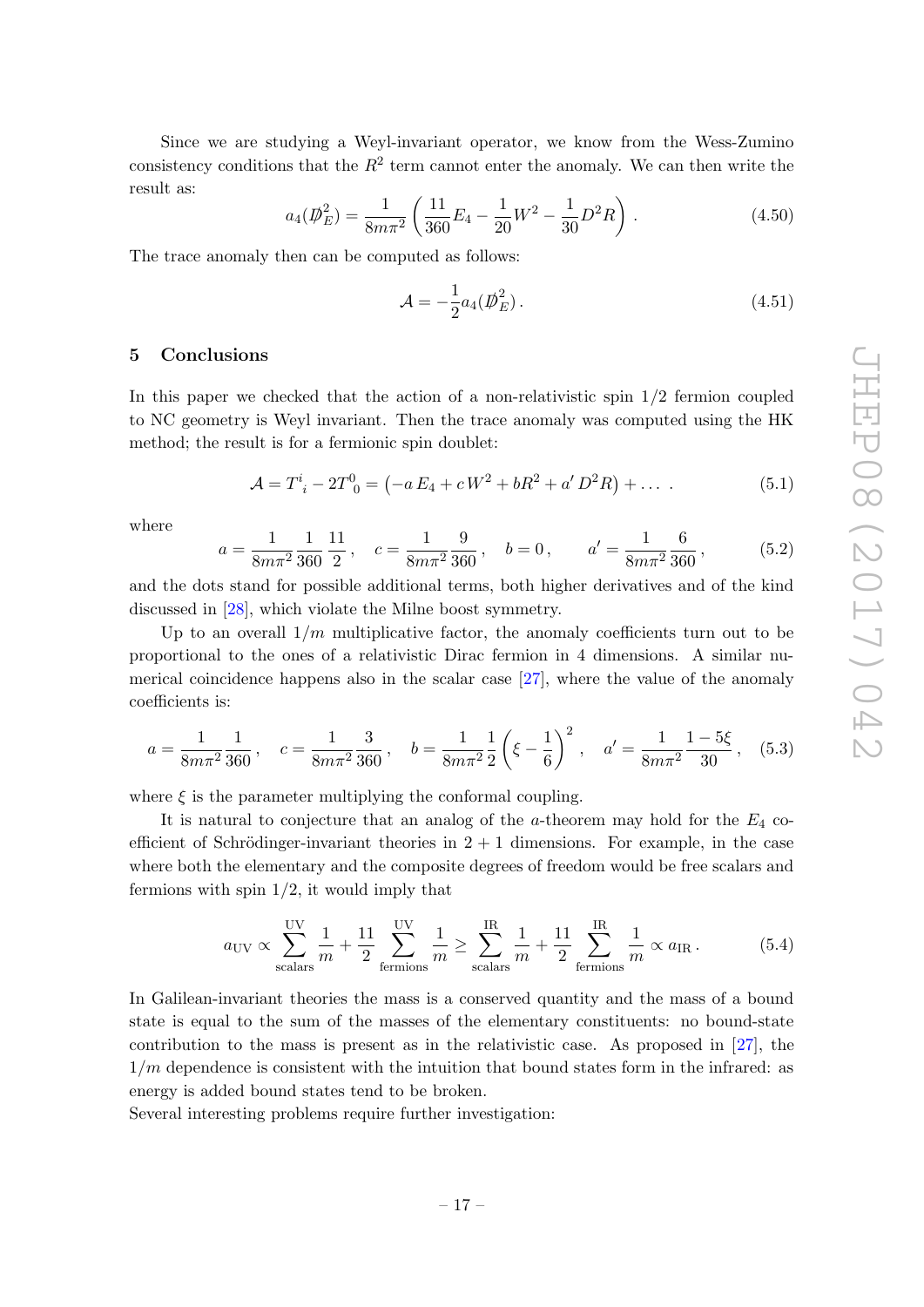Since we are studying a Weyl-invariant operator, we know from the Wess-Zumino consistency conditions that the $R^2$ term cannot enter the anomaly. We can then write the result as:

$$a_4(\not{D}_E^2) = \frac{1}{8m\pi^2}\left(\frac{11}{360}E_4 - \frac{1}{20}W^2 - \frac{1}{30}D^2 R\right). \tag{4.50}$$

The trace anomaly then can be computed as follows:

$$\mathcal{A} = -\frac{1}{2}a_4(\not{D}_E^2). \tag{4.51}$$

# 5 Conclusions

In this paper we checked that the action of a non-relativistic spin 1/2 fermion coupled to NC geometry is Weyl invariant. Then the trace anomaly was computed using the HK method; the result is for a fermionic spin doublet:

$$\mathcal{A} = T^i{}_i - 2T^0{}_0 = \left(-a\,E_4 + c\,W^2 + bR^2 + a'\,D^2 R\right) + \dots\,. \tag{5.1}$$

where

$$a = \frac{1}{8m\pi^2}\frac{1}{360}\frac{11}{2}\,, \quad c = \frac{1}{8m\pi^2}\frac{9}{360}\,, \quad b = 0\,, \qquad a' = \frac{1}{8m\pi^2}\frac{6}{360}\,, \tag{5.2}$$

and the dots stand for possible additional terms, both higher derivatives and of the kind discussed in [28], which violate the Milne boost symmetry.

Up to an overall $1/m$ multiplicative factor, the anomaly coefficients turn out to be proportional to the ones of a relativistic Dirac fermion in 4 dimensions. A similar numerical coincidence happens also in the scalar case [27], where the value of the anomaly coefficients is:

$$a = \frac{1}{8m\pi^2}\frac{1}{360}\,, \quad c = \frac{1}{8m\pi^2}\frac{3}{360}\,, \quad b = \frac{1}{8m\pi^2}\frac{1}{2}\left(\xi - \frac{1}{6}\right)^2\,, \quad a' = \frac{1}{8m\pi^2}\frac{1-5\xi}{30}\,, \tag{5.3}$$

where $\xi$ is the parameter multiplying the conformal coupling.

It is natural to conjecture that an analog of the $a$-theorem may hold for the $E_4$ coefficient of Schrödinger-invariant theories in $2+1$ dimensions. For example, in the case where both the elementary and the composite degrees of freedom would be free scalars and fermions with spin 1/2, it would imply that

$$a_{\mathrm{UV}} \propto \sum_{\text{scalars}}^{\mathrm{UV}} \frac{1}{m} + \frac{11}{2}\sum_{\text{fermions}}^{\mathrm{UV}} \frac{1}{m} \geq \sum_{\text{scalars}}^{\mathrm{IR}} \frac{1}{m} + \frac{11}{2}\sum_{\text{fermions}}^{\mathrm{IR}} \frac{1}{m} \propto a_{\mathrm{IR}}\,. \tag{5.4}$$

In Galilean-invariant theories the mass is a conserved quantity and the mass of a bound state is equal to the sum of the masses of the elementary constituents: no bound-state contribution to the mass is present as in the relativistic case. As proposed in [27], the $1/m$ dependence is consistent with the intuition that bound states form in the infrared: as energy is added bound states tend to be broken.

Several interesting problems require further investigation: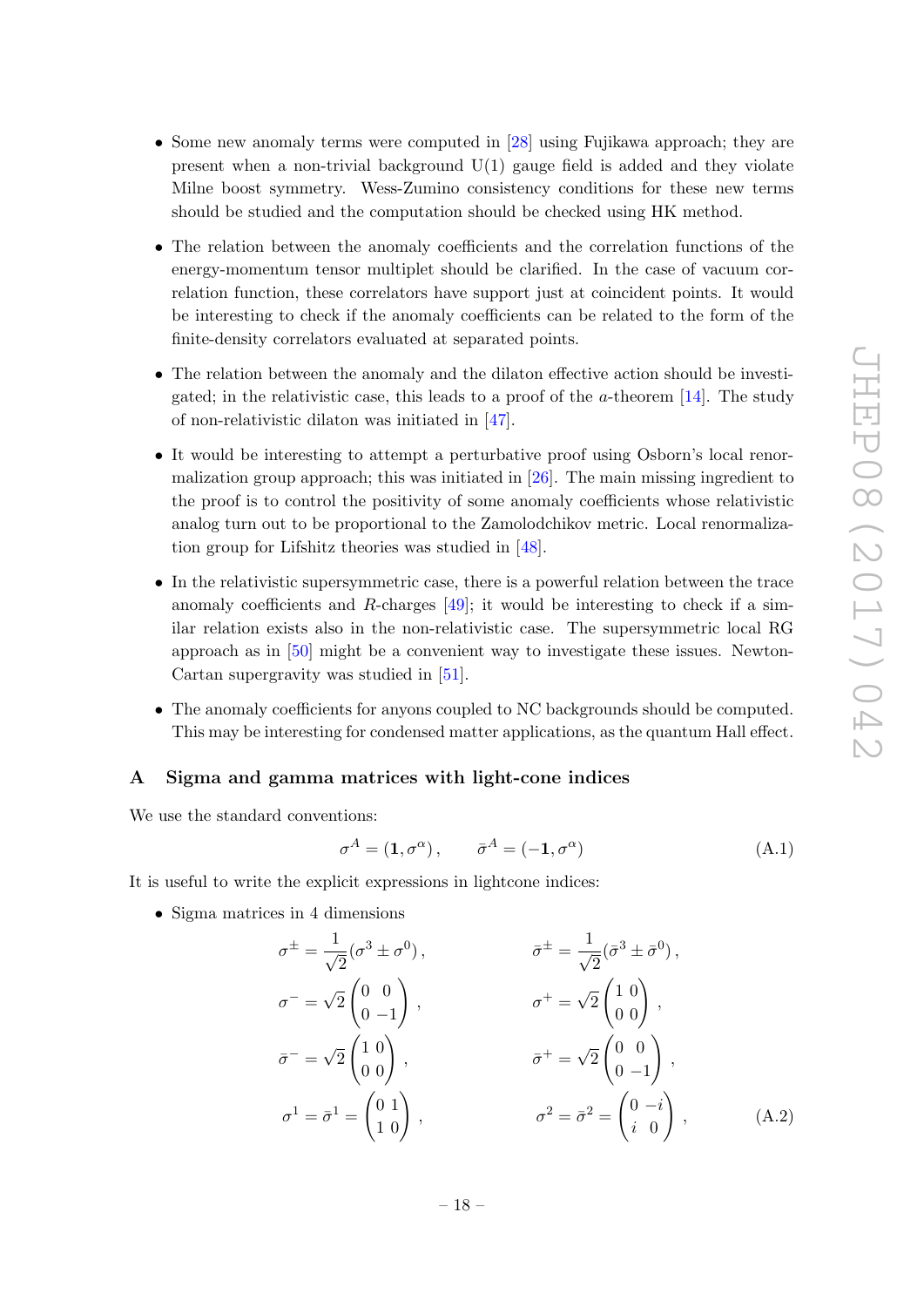- Some new anomaly terms were computed in [28] using Fujikawa approach; they are present when a non-trivial background U(1) gauge field is added and they violate Milne boost symmetry. Wess-Zumino consistency conditions for these new terms should be studied and the computation should be checked using HK method.

- The relation between the anomaly coefficients and the correlation functions of the energy-momentum tensor multiplet should be clarified. In the case of vacuum correlation function, these correlators have support just at coincident points. It would be interesting to check if the anomaly coefficients can be related to the form of the finite-density correlators evaluated at separated points.

- The relation between the anomaly and the dilaton effective action should be investigated; in the relativistic case, this leads to a proof of the $a$-theorem [14]. The study of non-relativistic dilaton was initiated in [47].

- It would be interesting to attempt a perturbative proof using Osborn's local renormalization group approach; this was initiated in [26]. The main missing ingredient to the proof is to control the positivity of some anomaly coefficients whose relativistic analog turn out to be proportional to the Zamolodchikov metric. Local renormalization group for Lifshitz theories was studied in [48].

- In the relativistic supersymmetric case, there is a powerful relation between the trace anomaly coefficients and $R$-charges [49]; it would be interesting to check if a similar relation exists also in the non-relativistic case. The supersymmetric local RG approach as in [50] might be a convenient way to investigate these issues. Newton-Cartan supergravity was studied in [51].

- The anomaly coefficients for anyons coupled to NC backgrounds should be computed. This may be interesting for condensed matter applications, as the quantum Hall effect.

## A Sigma and gamma matrices with light-cone indices

We use the standard conventions:

$$\sigma^A = (\mathbf{1}, \sigma^\alpha) \,, \qquad \bar{\sigma}^A = (-\mathbf{1}, \sigma^\alpha) \tag{A.1}$$

It is useful to write the explicit expressions in lightcone indices:

- Sigma matrices in 4 dimensions

$$\begin{aligned}
\sigma^\pm &= \frac{1}{\sqrt{2}}(\sigma^3 \pm \sigma^0) \,, & \bar{\sigma}^\pm &= \frac{1}{\sqrt{2}}(\bar{\sigma}^3 \pm \bar{\sigma}^0) \,, \\
\sigma^- &= \sqrt{2}\begin{pmatrix} 0 & 0 \\ 0 & -1 \end{pmatrix} \,, & \sigma^+ &= \sqrt{2}\begin{pmatrix} 1 & 0 \\ 0 & 0 \end{pmatrix} \,, \\
\bar{\sigma}^- &= \sqrt{2}\begin{pmatrix} 1 & 0 \\ 0 & 0 \end{pmatrix} \,, & \bar{\sigma}^+ &= \sqrt{2}\begin{pmatrix} 0 & 0 \\ 0 & -1 \end{pmatrix} \,, \\
\sigma^1 = \bar{\sigma}^1 &= \begin{pmatrix} 0 & 1 \\ 1 & 0 \end{pmatrix} \,, & \sigma^2 = \bar{\sigma}^2 &= \begin{pmatrix} 0 & -i \\ i & 0 \end{pmatrix} \,,
\end{aligned} \tag{A.2}$$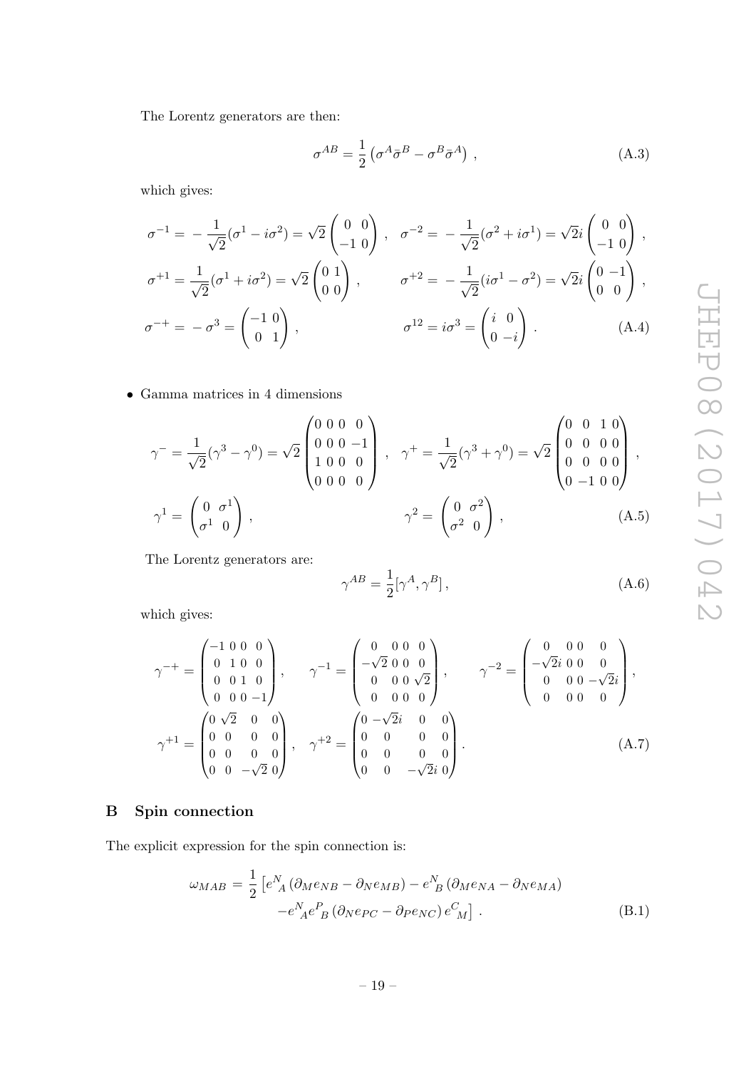The Lorentz generators are then:

$$\sigma^{AB} = \frac{1}{2}\left(\sigma^A\bar{\sigma}^B - \sigma^B\bar{\sigma}^A\right)\,, \tag{A.3}$$

which gives:

$$\begin{aligned}
\sigma^{-1} &= -\frac{1}{\sqrt{2}}(\sigma^1 - i\sigma^2) = \sqrt{2}\begin{pmatrix} 0 & 0 \\ -1 & 0 \end{pmatrix}\,, \quad \sigma^{-2} = -\frac{1}{\sqrt{2}}(\sigma^2 + i\sigma^1) = \sqrt{2}i\begin{pmatrix} 0 & 0 \\ -1 & 0 \end{pmatrix}\,, \\
\sigma^{+1} &= \frac{1}{\sqrt{2}}(\sigma^1 + i\sigma^2) = \sqrt{2}\begin{pmatrix} 0 & 1 \\ 0 & 0 \end{pmatrix}\,, \qquad \sigma^{+2} = -\frac{1}{\sqrt{2}}(i\sigma^1 - \sigma^2) = \sqrt{2}i\begin{pmatrix} 0 & -1 \\ 0 & 0 \end{pmatrix}\,, \\
\sigma^{-+} &= -\sigma^3 = \begin{pmatrix} -1 & 0 \\ 0 & 1 \end{pmatrix}\,, \qquad\qquad \sigma^{12} = i\sigma^3 = \begin{pmatrix} i & 0 \\ 0 & -i \end{pmatrix}\,.
\end{aligned} \tag{A.4}$$

- Gamma matrices in 4 dimensions

$$\begin{aligned}
\gamma^- &= \frac{1}{\sqrt{2}}(\gamma^3 - \gamma^0) = \sqrt{2}\begin{pmatrix} 0 & 0 & 0 & 0 \\ 0 & 0 & 0 & -1 \\ 1 & 0 & 0 & 0 \\ 0 & 0 & 0 & 0 \end{pmatrix}\,, \quad \gamma^+ = \frac{1}{\sqrt{2}}(\gamma^3 + \gamma^0) = \sqrt{2}\begin{pmatrix} 0 & 0 & 1 & 0 \\ 0 & 0 & 0 & 0 \\ 0 & 0 & 0 & 0 \\ 0 & -1 & 0 & 0 \end{pmatrix}\,, \\
\gamma^1 &= \begin{pmatrix} 0 & \sigma^1 \\ \sigma^1 & 0 \end{pmatrix}\,, \qquad\qquad \gamma^2 = \begin{pmatrix} 0 & \sigma^2 \\ \sigma^2 & 0 \end{pmatrix}\,,
\end{aligned} \tag{A.5}$$

The Lorentz generators are:

$$\gamma^{AB} = \frac{1}{2}[\gamma^A, \gamma^B]\,, \tag{A.6}$$

which gives:

$$\begin{aligned}
\gamma^{-+} &= \begin{pmatrix} -1 & 0 & 0 & 0 \\ 0 & 1 & 0 & 0 \\ 0 & 0 & 1 & 0 \\ 0 & 0 & 0 & -1 \end{pmatrix}\,, \qquad \gamma^{-1} = \begin{pmatrix} 0 & 0 & 0 & 0 \\ -\sqrt{2} & 0 & 0 & 0 \\ 0 & 0 & 0 & \sqrt{2} \\ 0 & 0 & 0 & 0 \end{pmatrix}\,, \qquad \gamma^{-2} = \begin{pmatrix} 0 & 0 & 0 & 0 \\ -\sqrt{2}i & 0 & 0 & 0 \\ 0 & 0 & 0 & -\sqrt{2}i \\ 0 & 0 & 0 & 0 \end{pmatrix}\,, \\
\gamma^{+1} &= \begin{pmatrix} 0 & \sqrt{2} & 0 & 0 \\ 0 & 0 & 0 & 0 \\ 0 & 0 & 0 & 0 \\ 0 & 0 & -\sqrt{2} & 0 \end{pmatrix}\,, \quad \gamma^{+2} = \begin{pmatrix} 0 & -\sqrt{2}i & 0 & 0 \\ 0 & 0 & 0 & 0 \\ 0 & 0 & 0 & 0 \\ 0 & 0 & -\sqrt{2}i & 0 \end{pmatrix}\,.
\end{aligned} \tag{A.7}$$

## B Spin connection

The explicit expression for the spin connection is:

$$\begin{aligned}
\omega_{MAB} = \frac{1}{2}\Big[ & e^N_{\ A}\left(\partial_M e_{NB} - \partial_N e_{MB}\right) - e^N_{\ B}\left(\partial_M e_{NA} - \partial_N e_{MA}\right) \\
& - e^N_{\ A} e^P_{\ B}\left(\partial_N e_{PC} - \partial_P e_{NC}\right) e^C_{\ M}\Big]\,.
\end{aligned} \tag{B.1}$$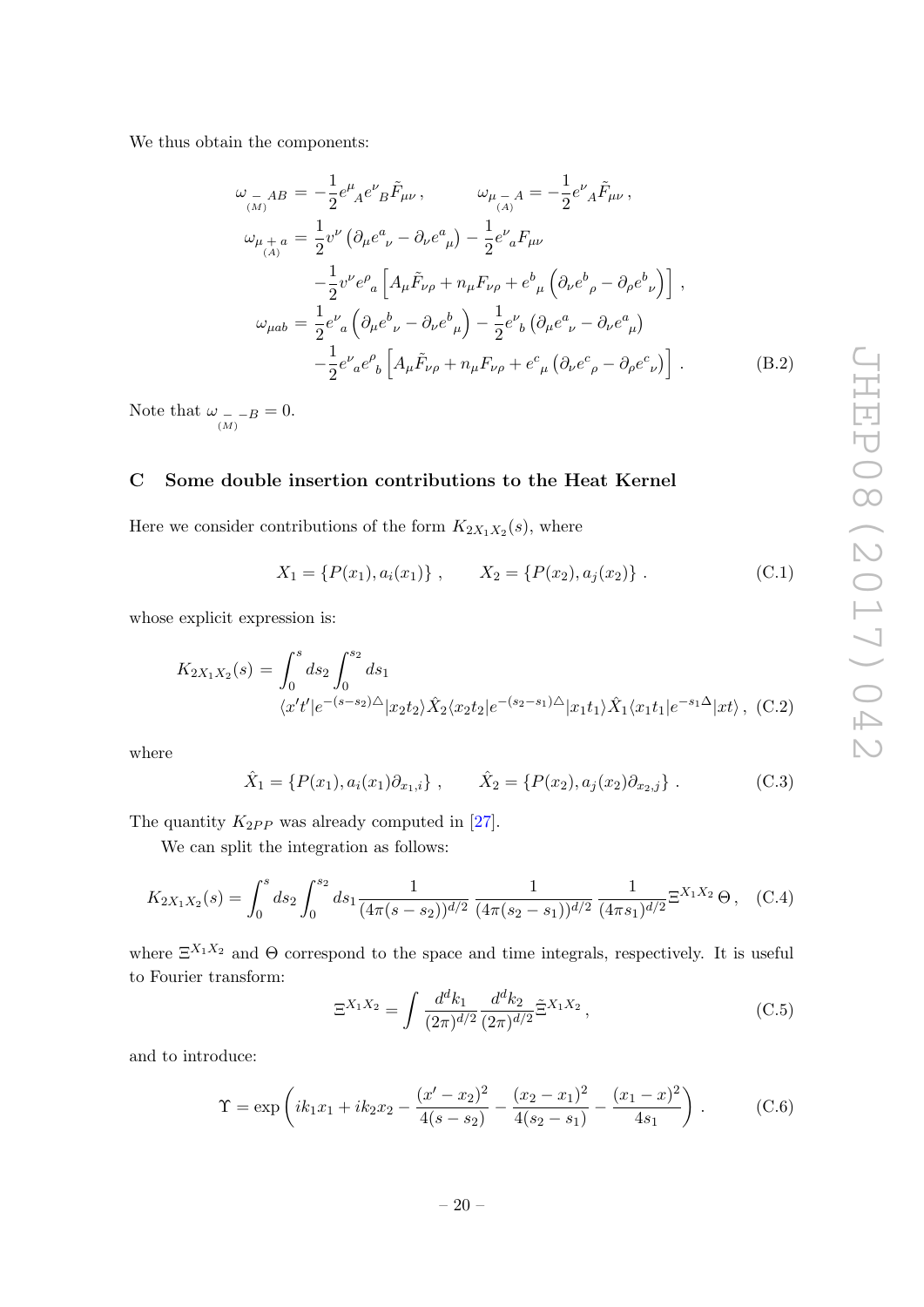We thus obtain the components:

$$
\begin{aligned}
\omega_{\underset{(M)}{-}AB} &= -\frac{1}{2} e^{\mu}{}_{A} e^{\nu}{}_{B} \tilde{F}_{\mu\nu} \,, \qquad \omega_{\mu \underset{(A)}{-} A} = -\frac{1}{2} e^{\nu}{}_{A} \tilde{F}_{\mu\nu} \,, \\
\omega_{\mu \underset{(A)}{+} a} &= \frac{1}{2} v^{\nu} \left( \partial_\mu e^{a}{}_{\nu} - \partial_\nu e^{a}{}_{\mu} \right) - \frac{1}{2} e^{\nu}{}_{a} F_{\mu\nu} \\
&\quad - \frac{1}{2} v^{\nu} e^{\rho}{}_{a} \left[ A_\mu \tilde{F}_{\nu\rho} + n_\mu F_{\nu\rho} + e^{b}{}_{\mu} \left( \partial_\nu e^{b}{}_{\rho} - \partial_\rho e^{b}{}_{\nu} \right) \right] , \\
\omega_{\mu ab} &= \frac{1}{2} e^{\nu}{}_{a} \left( \partial_\mu e^{b}{}_{\nu} - \partial_\nu e^{b}{}_{\mu} \right) - \frac{1}{2} e^{\nu}{}_{b} \left( \partial_\mu e^{a}{}_{\nu} - \partial_\nu e^{a}{}_{\mu} \right) \\
&\quad - \frac{1}{2} e^{\nu}{}_{a} e^{\rho}{}_{b} \left[ A_\mu \tilde{F}_{\nu\rho} + n_\mu F_{\nu\rho} + e^{c}{}_{\mu} \left( \partial_\nu e^{c}{}_{\rho} - \partial_\rho e^{c}{}_{\nu} \right) \right] .
\end{aligned} \tag{B.2}
$$

Note that $\omega_{\underset{(M)}{-}-B} = 0$.

## C Some double insertion contributions to the Heat Kernel

Here we consider contributions of the form $K_{2X_1X_2}(s)$, where

$$
X_1 = \{P(x_1), a_i(x_1)\} \,, \qquad X_2 = \{P(x_2), a_j(x_2)\} \,. \tag{C.1}
$$

whose explicit expression is:

$$
\begin{aligned}
K_{2X_1X_2}(s) &= \int_0^s ds_2 \int_0^{s_2} ds_1 \\
&\quad \langle x' t' | e^{-(s-s_2)\triangle} | x_2 t_2 \rangle \hat{X}_2 \langle x_2 t_2 | e^{-(s_2-s_1)\triangle} | x_1 t_1 \rangle \hat{X}_1 \langle x_1 t_1 | e^{-s_1 \Delta} | x t \rangle \,,
\end{aligned} \tag{C.2}
$$

where

$$
\hat{X}_1 = \{P(x_1), a_i(x_1)\partial_{x_1,i}\} \,, \qquad \hat{X}_2 = \{P(x_2), a_j(x_2)\partial_{x_2,j}\} \,. \tag{C.3}
$$

The quantity $K_{2PP}$ was already computed in [27].

We can split the integration as follows:

$$
K_{2X_1X_2}(s) = \int_0^s ds_2 \int_0^{s_2} ds_1 \frac{1}{(4\pi(s-s_2))^{d/2}} \frac{1}{(4\pi(s_2-s_1))^{d/2}} \frac{1}{(4\pi s_1)^{d/2}} \Xi^{X_1X_2} \, \Theta \,, \tag{C.4}
$$

where $\Xi^{X_1X_2}$ and $\Theta$ correspond to the space and time integrals, respectively. It is useful to Fourier transform:

$$
\Xi^{X_1X_2} = \int \frac{d^dk_1}{(2\pi)^{d/2}} \frac{d^dk_2}{(2\pi)^{d/2}} \tilde{\Xi}^{X_1X_2} \,, \tag{C.5}
$$

and to introduce:

$$
\Upsilon = \exp\left( i k_1 x_1 + i k_2 x_2 - \frac{(x'-x_2)^2}{4(s-s_2)} - \frac{(x_2-x_1)^2}{4(s_2-s_1)} - \frac{(x_1-x)^2}{4s_1} \right) . \tag{C.6}
$$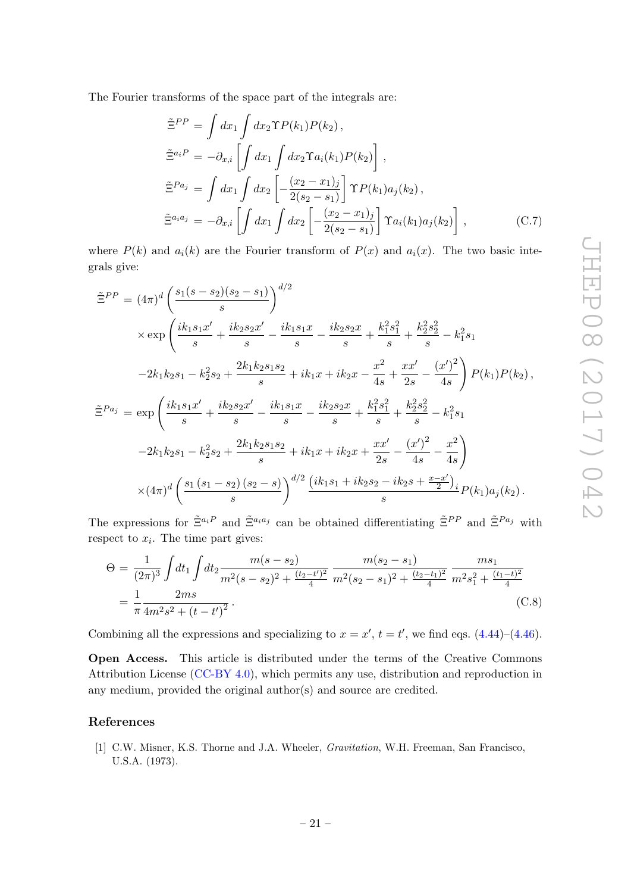The Fourier transforms of the space part of the integrals are:

$$
\begin{aligned}
\tilde{\Xi}^{PP} &= \int dx_1 \int dx_2 \Upsilon P(k_1) P(k_2)\,, \\
\tilde{\Xi}^{a_i P} &= -\partial_{x,i}\left[\int dx_1 \int dx_2 \Upsilon a_i(k_1) P(k_2)\right], \\
\tilde{\Xi}^{P a_j} &= \int dx_1 \int dx_2 \left[-\frac{(x_2-x_1)_j}{2(s_2-s_1)}\right] \Upsilon P(k_1) a_j(k_2)\,, \\
\tilde{\Xi}^{a_i a_j} &= -\partial_{x,i}\left[\int dx_1 \int dx_2 \left[-\frac{(x_2-x_1)_j}{2(s_2-s_1)}\right] \Upsilon a_i(k_1) a_j(k_2)\right],
\end{aligned} \tag{C.7}
$$

where $P(k)$ and $a_i(k)$ are the Fourier transform of $P(x)$ and $a_i(x)$. The two basic integrals give:

$$
\begin{aligned}
\tilde{\Xi}^{PP} &= (4\pi)^d \left(\frac{s_1(s-s_2)(s_2-s_1)}{s}\right)^{d/2} \\
&\quad \times \exp\left(\frac{ik_1 s_1 x'}{s} + \frac{ik_2 s_2 x'}{s} - \frac{ik_1 s_1 x}{s} - \frac{ik_2 s_2 x}{s} + \frac{k_1^2 s_1^2}{s} + \frac{k_2^2 s_2^2}{s} - k_1^2 s_1\right. \\
&\quad \left. -2k_1 k_2 s_1 - k_2^2 s_2 + \frac{2k_1 k_2 s_1 s_2}{s} + ik_1 x + ik_2 x - \frac{x^2}{4s} + \frac{x x'}{2s} - \frac{(x')^2}{4s}\right) P(k_1) P(k_2)\,, \\
\tilde{\Xi}^{P a_j} &= \exp\left(\frac{ik_1 s_1 x'}{s} + \frac{ik_2 s_2 x'}{s} - \frac{ik_1 s_1 x}{s} - \frac{ik_2 s_2 x}{s} + \frac{k_1^2 s_1^2}{s} + \frac{k_2^2 s_2^2}{s} - k_1^2 s_1\right. \\
&\quad \left. -2k_1 k_2 s_1 - k_2^2 s_2 + \frac{2k_1 k_2 s_1 s_2}{s} + ik_1 x + ik_2 x + \frac{x x'}{2s} - \frac{(x')^2}{4s} - \frac{x^2}{4s}\right) \\
&\quad \times (4\pi)^d \left(\frac{s_1(s_1-s_2)(s_2-s)}{s}\right)^{d/2} \frac{\left(ik_1 s_1 + ik_2 s_2 - ik_2 s + \frac{x-x'}{2}\right)_i}{s} P(k_1) a_j(k_2)\,.
\end{aligned}
$$

The expressions for $\tilde{\Xi}^{a_i P}$ and $\tilde{\Xi}^{a_i a_j}$ can be obtained differentiating $\tilde{\Xi}^{PP}$ and $\tilde{\Xi}^{P a_j}$ with respect to $x_i$. The time part gives:

$$
\begin{aligned}
\Theta &= \frac{1}{(2\pi)^3} \int dt_1 \int dt_2 \frac{m(s-s_2)}{m^2(s-s_2)^2 + \frac{(t_2-t')^2}{4}} \frac{m(s_2-s_1)}{m^2(s_2-s_1)^2 + \frac{(t_2-t_1)^2}{4}} \frac{m s_1}{m^2 s_1^2 + \frac{(t_1-t)^2}{4}} \\
&= \frac{1}{\pi} \frac{2ms}{4m^2 s^2 + (t-t')^2}\,.
\end{aligned} \tag{C.8}
$$

Combining all the expressions and specializing to $x = x'$, $t = t'$, we find eqs. (4.44)–(4.46).

**Open Access.** This article is distributed under the terms of the Creative Commons Attribution License (CC-BY 4.0), which permits any use, distribution and reproduction in any medium, provided the original author(s) and source are credited.

## References

[1] C.W. Misner, K.S. Thorne and J.A. Wheeler, *Gravitation*, W.H. Freeman, San Francisco, U.S.A. (1973).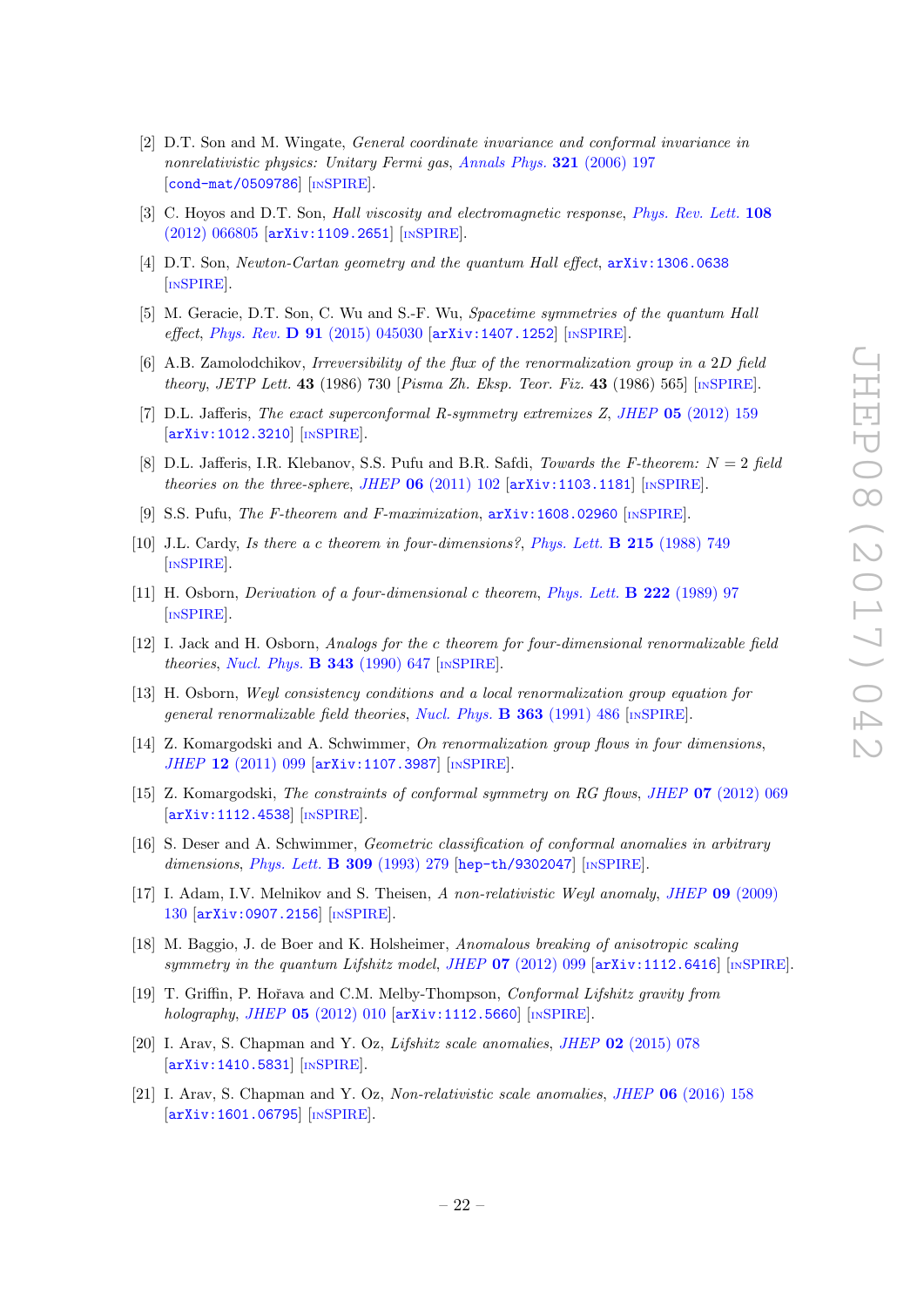- [2] D.T. Son and M. Wingate, *General coordinate invariance and conformal invariance in nonrelativistic physics: Unitary Fermi gas*, *Annals Phys.* **321** (2006) 197 [cond-mat/0509786] [INSPIRE].
- [3] C. Hoyos and D.T. Son, *Hall viscosity and electromagnetic response*, *Phys. Rev. Lett.* **108** (2012) 066805 [arXiv:1109.2651] [INSPIRE].
- [4] D.T. Son, *Newton-Cartan geometry and the quantum Hall effect*, arXiv:1306.0638 [INSPIRE].
- [5] M. Geracie, D.T. Son, C. Wu and S.-F. Wu, *Spacetime symmetries of the quantum Hall effect*, *Phys. Rev.* **D 91** (2015) 045030 [arXiv:1407.1252] [INSPIRE].
- [6] A.B. Zamolodchikov, *Irreversibility of the flux of the renormalization group in a 2D field theory*, *JETP Lett.* **43** (1986) 730 [*Pisma Zh. Eksp. Teor. Fiz.* **43** (1986) 565] [INSPIRE].
- [7] D.L. Jafferis, *The exact superconformal R-symmetry extremizes Z*, *JHEP* **05** (2012) 159 [arXiv:1012.3210] [INSPIRE].
- [8] D.L. Jafferis, I.R. Klebanov, S.S. Pufu and B.R. Safdi, *Towards the F-theorem: $N = 2$ field theories on the three-sphere*, *JHEP* **06** (2011) 102 [arXiv:1103.1181] [INSPIRE].
- [9] S.S. Pufu, *The F-theorem and F-maximization*, arXiv:1608.02960 [INSPIRE].
- [10] J.L. Cardy, *Is there a c theorem in four-dimensions?*, *Phys. Lett.* **B 215** (1988) 749 [INSPIRE].
- [11] H. Osborn, *Derivation of a four-dimensional c theorem*, *Phys. Lett.* **B 222** (1989) 97 [INSPIRE].
- [12] I. Jack and H. Osborn, *Analogs for the c theorem for four-dimensional renormalizable field theories*, *Nucl. Phys.* **B 343** (1990) 647 [INSPIRE].
- [13] H. Osborn, *Weyl consistency conditions and a local renormalization group equation for general renormalizable field theories*, *Nucl. Phys.* **B 363** (1991) 486 [INSPIRE].
- [14] Z. Komargodski and A. Schwimmer, *On renormalization group flows in four dimensions*, *JHEP* **12** (2011) 099 [arXiv:1107.3987] [INSPIRE].
- [15] Z. Komargodski, *The constraints of conformal symmetry on RG flows*, *JHEP* **07** (2012) 069 [arXiv:1112.4538] [INSPIRE].
- [16] S. Deser and A. Schwimmer, *Geometric classification of conformal anomalies in arbitrary dimensions*, *Phys. Lett.* **B 309** (1993) 279 [hep-th/9302047] [INSPIRE].
- [17] I. Adam, I.V. Melnikov and S. Theisen, *A non-relativistic Weyl anomaly*, *JHEP* **09** (2009) 130 [arXiv:0907.2156] [INSPIRE].
- [18] M. Baggio, J. de Boer and K. Holsheimer, *Anomalous breaking of anisotropic scaling symmetry in the quantum Lifshitz model*, *JHEP* **07** (2012) 099 [arXiv:1112.6416] [INSPIRE].
- [19] T. Griffin, P. Hořava and C.M. Melby-Thompson, *Conformal Lifshitz gravity from holography*, *JHEP* **05** (2012) 010 [arXiv:1112.5660] [INSPIRE].
- [20] I. Arav, S. Chapman and Y. Oz, *Lifshitz scale anomalies*, *JHEP* **02** (2015) 078 [arXiv:1410.5831] [INSPIRE].
- [21] I. Arav, S. Chapman and Y. Oz, *Non-relativistic scale anomalies*, *JHEP* **06** (2016) 158 [arXiv:1601.06795] [INSPIRE].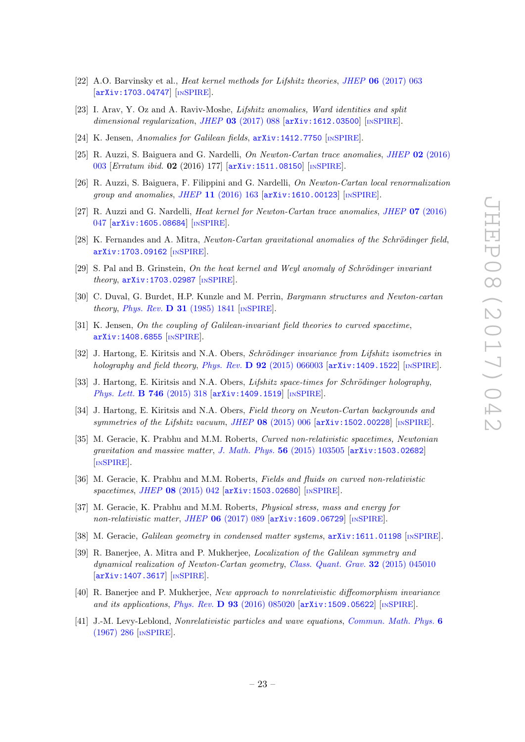[22] A.O. Barvinsky et al., *Heat kernel methods for Lifshitz theories*, JHEP **06** (2017) 063 [arXiv:1703.04747] [INSPIRE].

[23] I. Arav, Y. Oz and A. Raviv-Moshe, *Lifshitz anomalies, Ward identities and split dimensional regularization*, JHEP **03** (2017) 088 [arXiv:1612.03500] [INSPIRE].

[24] K. Jensen, *Anomalies for Galilean fields*, arXiv:1412.7750 [INSPIRE].

[25] R. Auzzi, S. Baiguera and G. Nardelli, *On Newton-Cartan trace anomalies*, JHEP **02** (2016) 003 [*Erratum ibid.* **02** (2016) 177] [arXiv:1511.08150] [INSPIRE].

[26] R. Auzzi, S. Baiguera, F. Filippini and G. Nardelli, *On Newton-Cartan local renormalization group and anomalies*, JHEP **11** (2016) 163 [arXiv:1610.00123] [INSPIRE].

[27] R. Auzzi and G. Nardelli, *Heat kernel for Newton-Cartan trace anomalies*, JHEP **07** (2016) 047 [arXiv:1605.08684] [INSPIRE].

[28] K. Fernandes and A. Mitra, *Newton-Cartan gravitational anomalies of the Schrödinger field*, arXiv:1703.09162 [INSPIRE].

[29] S. Pal and B. Grinstein, *On the heat kernel and Weyl anomaly of Schrödinger invariant theory*, arXiv:1703.02987 [INSPIRE].

[30] C. Duval, G. Burdet, H.P. Kunzle and M. Perrin, *Bargmann structures and Newton-cartan theory*, Phys. Rev. **D 31** (1985) 1841 [INSPIRE].

[31] K. Jensen, *On the coupling of Galilean-invariant field theories to curved spacetime*, arXiv:1408.6855 [INSPIRE].

[32] J. Hartong, E. Kiritsis and N.A. Obers, *Schrödinger invariance from Lifshitz isometries in holography and field theory*, Phys. Rev. **D 92** (2015) 066003 [arXiv:1409.1522] [INSPIRE].

[33] J. Hartong, E. Kiritsis and N.A. Obers, *Lifshitz space-times for Schrödinger holography*, Phys. Lett. **B 746** (2015) 318 [arXiv:1409.1519] [INSPIRE].

[34] J. Hartong, E. Kiritsis and N.A. Obers, *Field theory on Newton-Cartan backgrounds and symmetries of the Lifshitz vacuum*, JHEP **08** (2015) 006 [arXiv:1502.00228] [INSPIRE].

[35] M. Geracie, K. Prabhu and M.M. Roberts, *Curved non-relativistic spacetimes, Newtonian gravitation and massive matter*, J. Math. Phys. **56** (2015) 103505 [arXiv:1503.02682] [INSPIRE].

[36] M. Geracie, K. Prabhu and M.M. Roberts, *Fields and fluids on curved non-relativistic spacetimes*, JHEP **08** (2015) 042 [arXiv:1503.02680] [INSPIRE].

[37] M. Geracie, K. Prabhu and M.M. Roberts, *Physical stress, mass and energy for non-relativistic matter*, JHEP **06** (2017) 089 [arXiv:1609.06729] [INSPIRE].

[38] M. Geracie, *Galilean geometry in condensed matter systems*, arXiv:1611.01198 [INSPIRE].

[39] R. Banerjee, A. Mitra and P. Mukherjee, *Localization of the Galilean symmetry and dynamical realization of Newton-Cartan geometry*, Class. Quant. Grav. **32** (2015) 045010 [arXiv:1407.3617] [INSPIRE].

[40] R. Banerjee and P. Mukherjee, *New approach to nonrelativistic diffeomorphism invariance and its applications*, Phys. Rev. **D 93** (2016) 085020 [arXiv:1509.05622] [INSPIRE].

[41] J.-M. Levy-Leblond, *Nonrelativistic particles and wave equations*, Commun. Math. Phys. **6** (1967) 286 [INSPIRE].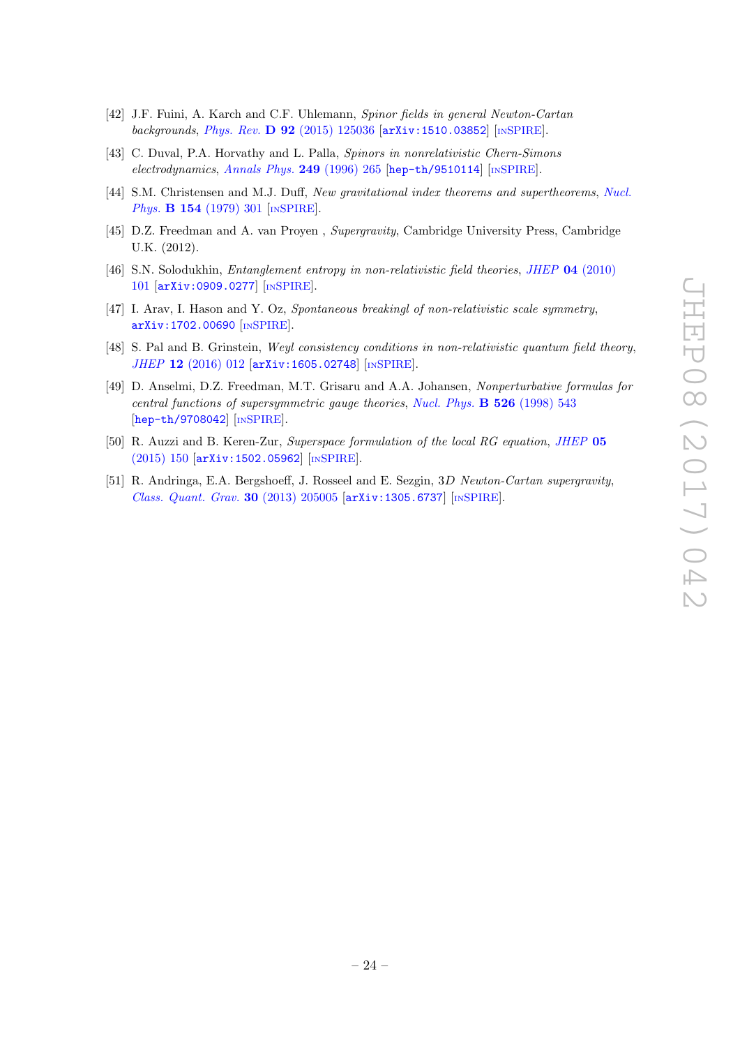- [42] J.F. Fuini, A. Karch and C.F. Uhlemann, *Spinor fields in general Newton-Cartan backgrounds*, Phys. Rev. **D 92** (2015) 125036 [arXiv:1510.03852] [INSPIRE].
- [43] C. Duval, P.A. Horvathy and L. Palla, *Spinors in nonrelativistic Chern-Simons electrodynamics*, Annals Phys. **249** (1996) 265 [hep-th/9510114] [INSPIRE].
- [44] S.M. Christensen and M.J. Duff, *New gravitational index theorems and supertheorems*, Nucl. Phys. **B 154** (1979) 301 [INSPIRE].
- [45] D.Z. Freedman and A. van Proyen , *Supergravity*, Cambridge University Press, Cambridge U.K. (2012).
- [46] S.N. Solodukhin, *Entanglement entropy in non-relativistic field theories*, JHEP **04** (2010) 101 [arXiv:0909.0277] [INSPIRE].
- [47] I. Arav, I. Hason and Y. Oz, *Spontaneous breakingl of non-relativistic scale symmetry*, arXiv:1702.00690 [INSPIRE].
- [48] S. Pal and B. Grinstein, *Weyl consistency conditions in non-relativistic quantum field theory*, JHEP **12** (2016) 012 [arXiv:1605.02748] [INSPIRE].
- [49] D. Anselmi, D.Z. Freedman, M.T. Grisaru and A.A. Johansen, *Nonperturbative formulas for central functions of supersymmetric gauge theories*, Nucl. Phys. **B 526** (1998) 543 [hep-th/9708042] [INSPIRE].
- [50] R. Auzzi and B. Keren-Zur, *Superspace formulation of the local RG equation*, JHEP **05** (2015) 150 [arXiv:1502.05962] [INSPIRE].
- [51] R. Andringa, E.A. Bergshoeff, J. Rosseel and E. Sezgin, *3D Newton-Cartan supergravity*, Class. Quant. Grav. **30** (2013) 205005 [arXiv:1305.6737] [INSPIRE].